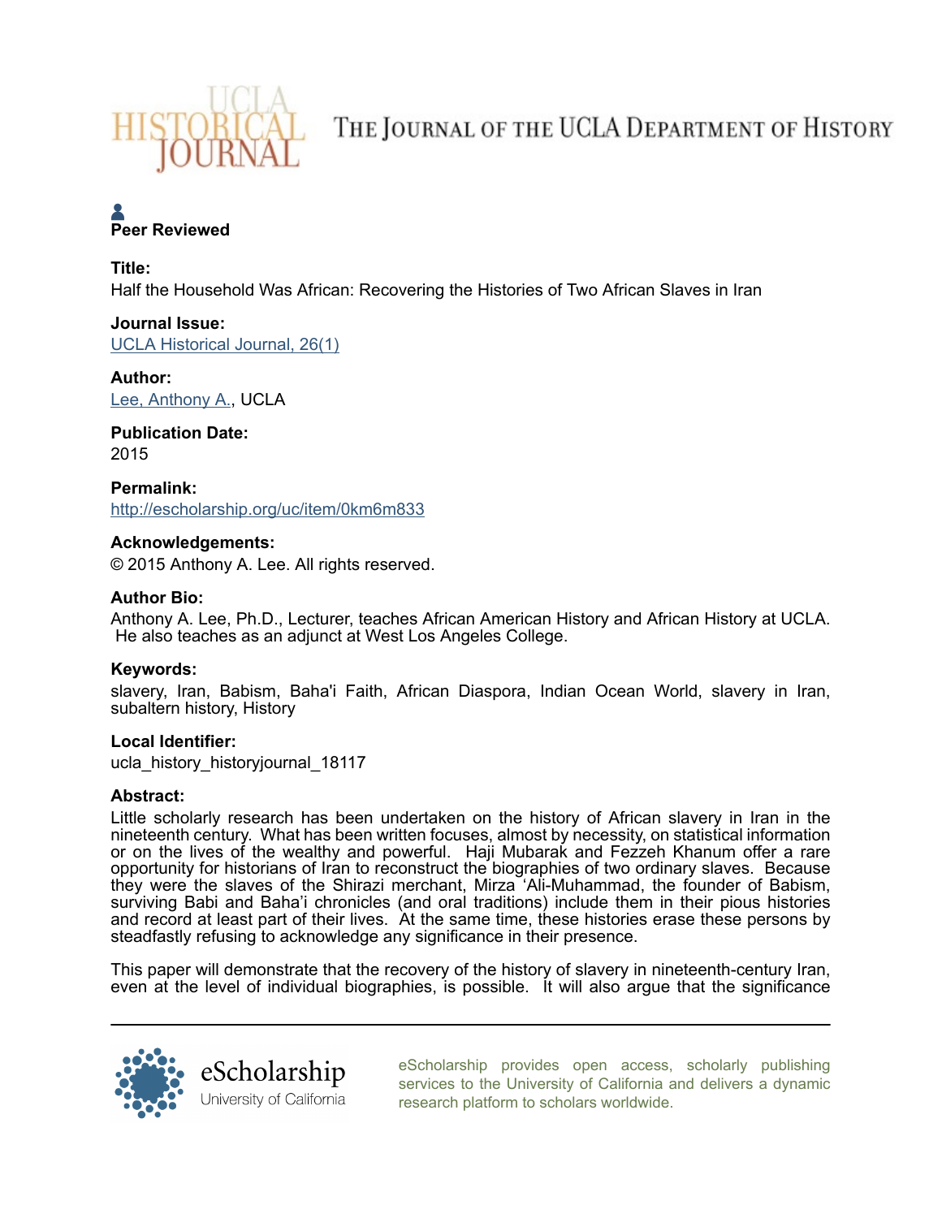UCLA HISTORICAL JOURNAL

THE JOURNAL OF THE UCLA DEPARTMENT OF HISTORY

**Peer Reviewed**

**Title:**
Half the Household Was African: Recovering the Histories of Two African Slaves in Iran

**Journal Issue:**
UCLA Historical Journal, 26(1)

**Author:**
Lee, Anthony A., UCLA

**Publication Date:**
2015

**Permalink:**
http://escholarship.org/uc/item/0km6m833

**Acknowledgements:**
© 2015 Anthony A. Lee. All rights reserved.

**Author Bio:**
Anthony A. Lee, Ph.D., Lecturer, teaches African American History and African History at UCLA. He also teaches as an adjunct at West Los Angeles College.

**Keywords:**
slavery, Iran, Babism, Baha'i Faith, African Diaspora, Indian Ocean World, slavery in Iran, subaltern history, History

**Local Identifier:**
ucla_history_historyjournal_18117

**Abstract:**
Little scholarly research has been undertaken on the history of African slavery in Iran in the nineteenth century. What has been written focuses, almost by necessity, on statistical information or on the lives of the wealthy and powerful. Haji Mubarak and Fezzeh Khanum offer a rare opportunity for historians of Iran to reconstruct the biographies of two ordinary slaves. Because they were the slaves of the Shirazi merchant, Mirza 'Ali-Muhammad, the founder of Babism, surviving Babi and Baha'i chronicles (and oral traditions) include them in their pious histories and record at least part of their lives. At the same time, these histories erase these persons by steadfastly refusing to acknowledge any significance in their presence.

This paper will demonstrate that the recovery of the history of slavery in nineteenth-century Iran, even at the level of individual biographies, is possible. It will also argue that the significance

eScholarship University of California

eScholarship provides open access, scholarly publishing services to the University of California and delivers a dynamic research platform to scholars worldwide.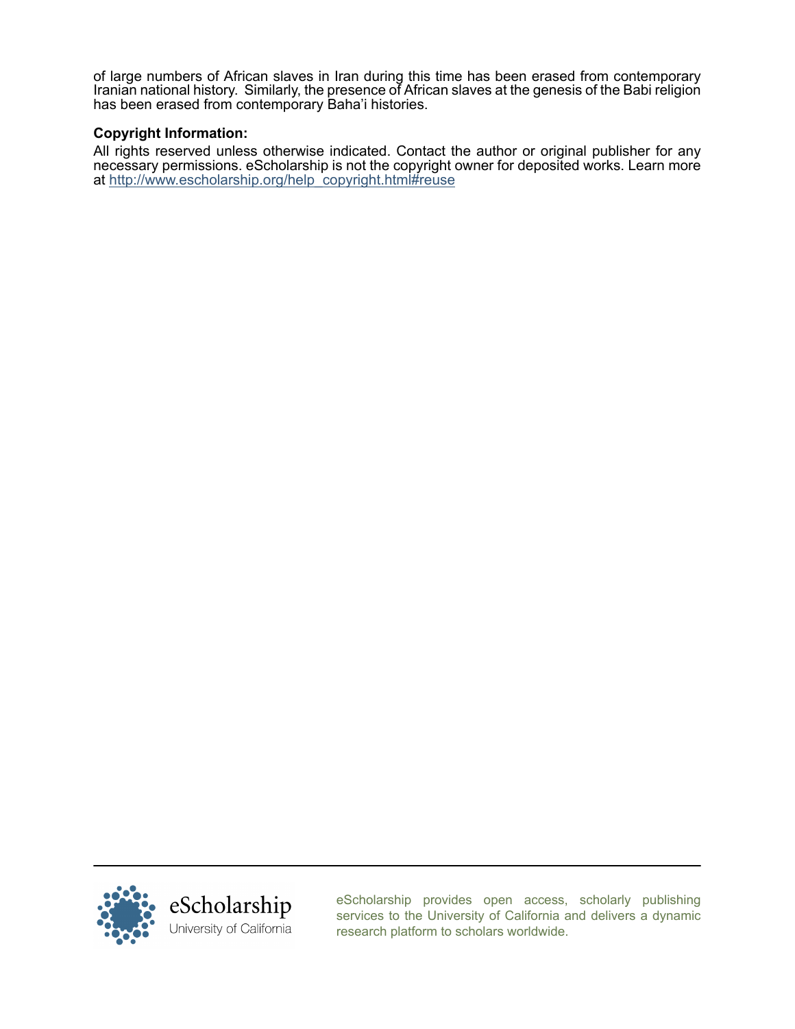of large numbers of African slaves in Iran during this time has been erased from contemporary Iranian national history. Similarly, the presence of African slaves at the genesis of the Babi religion has been erased from contemporary Baha'i histories.

**Copyright Information:**

All rights reserved unless otherwise indicated. Contact the author or original publisher for any necessary permissions. eScholarship is not the copyright owner for deposited works. Learn more at http://www.escholarship.org/help_copyright.html#reuse

eScholarship
University of California

eScholarship provides open access, scholarly publishing services to the University of California and delivers a dynamic research platform to scholars worldwide.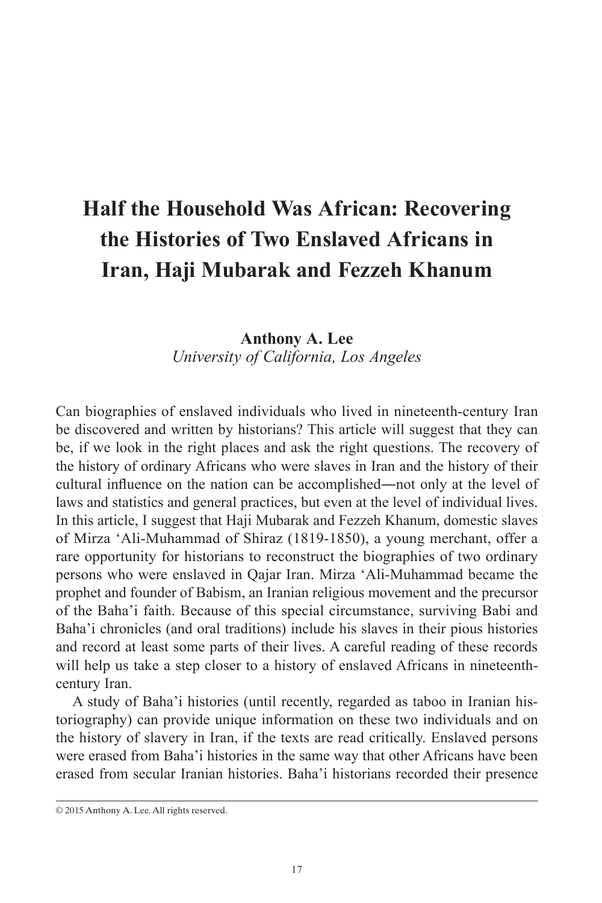# Half the Household Was African: Recovering the Histories of Two Enslaved Africans in Iran, Haji Mubarak and Fezzeh Khanum

**Anthony A. Lee**
*University of California, Los Angeles*

Can biographies of enslaved individuals who lived in nineteenth-century Iran be discovered and written by historians? This article will suggest that they can be, if we look in the right places and ask the right questions. The recovery of the history of ordinary Africans who were slaves in Iran and the history of their cultural influence on the nation can be accomplished—not only at the level of laws and statistics and general practices, but even at the level of individual lives. In this article, I suggest that Haji Mubarak and Fezzeh Khanum, domestic slaves of Mirza 'Ali-Muhammad of Shiraz (1819-1850), a young merchant, offer a rare opportunity for historians to reconstruct the biographies of two ordinary persons who were enslaved in Qajar Iran. Mirza 'Ali-Muhammad became the prophet and founder of Babism, an Iranian religious movement and the precursor of the Baha'i faith. Because of this special circumstance, surviving Babi and Baha'i chronicles (and oral traditions) include his slaves in their pious histories and record at least some parts of their lives. A careful reading of these records will help us take a step closer to a history of enslaved Africans in nineteenth-century Iran.

A study of Baha'i histories (until recently, regarded as taboo in Iranian historiography) can provide unique information on these two individuals and on the history of slavery in Iran, if the texts are read critically. Enslaved persons were erased from Baha'i histories in the same way that other Africans have been erased from secular Iranian histories. Baha'i historians recorded their presence

© 2015 Anthony A. Lee. All rights reserved.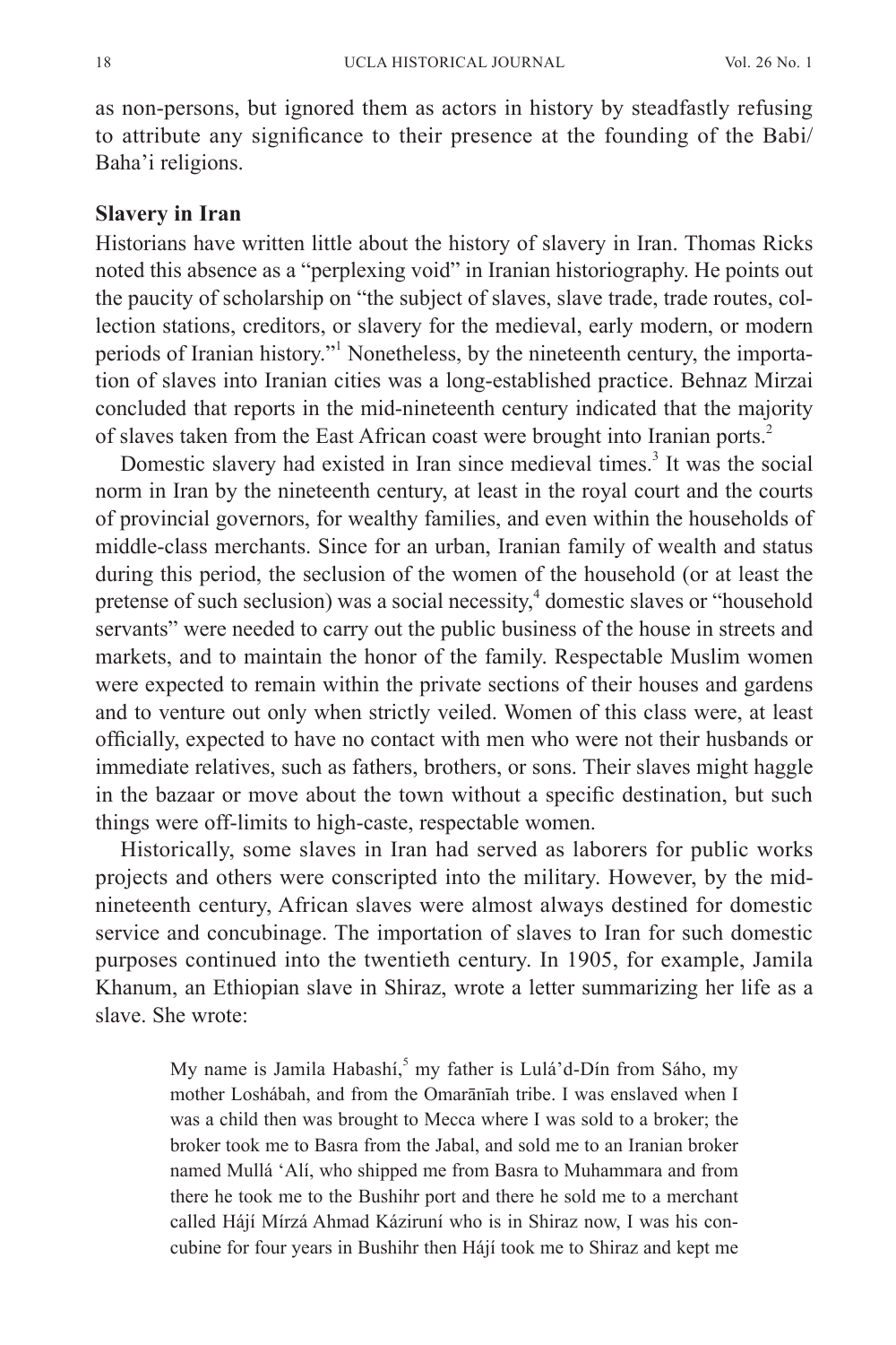as non-persons, but ignored them as actors in history by steadfastly refusing to attribute any significance to their presence at the founding of the Babi/ Baha'i religions.

**Slavery in Iran**

Historians have written little about the history of slavery in Iran. Thomas Ricks noted this absence as a "perplexing void" in Iranian historiography. He points out the paucity of scholarship on "the subject of slaves, slave trade, trade routes, collection stations, creditors, or slavery for the medieval, early modern, or modern periods of Iranian history."[1] Nonetheless, by the nineteenth century, the importation of slaves into Iranian cities was a long-established practice. Behnaz Mirzai concluded that reports in the mid-nineteenth century indicated that the majority of slaves taken from the East African coast were brought into Iranian ports.[2]

Domestic slavery had existed in Iran since medieval times.[3] It was the social norm in Iran by the nineteenth century, at least in the royal court and the courts of provincial governors, for wealthy families, and even within the households of middle-class merchants. Since for an urban, Iranian family of wealth and status during this period, the seclusion of the women of the household (or at least the pretense of such seclusion) was a social necessity,[4] domestic slaves or "household servants" were needed to carry out the public business of the house in streets and markets, and to maintain the honor of the family. Respectable Muslim women were expected to remain within the private sections of their houses and gardens and to venture out only when strictly veiled. Women of this class were, at least officially, expected to have no contact with men who were not their husbands or immediate relatives, such as fathers, brothers, or sons. Their slaves might haggle in the bazaar or move about the town without a specific destination, but such things were off-limits to high-caste, respectable women.

Historically, some slaves in Iran had served as laborers for public works projects and others were conscripted into the military. However, by the mid-nineteenth century, African slaves were almost always destined for domestic service and concubinage. The importation of slaves to Iran for such domestic purposes continued into the twentieth century. In 1905, for example, Jamila Khanum, an Ethiopian slave in Shiraz, wrote a letter summarizing her life as a slave. She wrote:

> My name is Jamila Habashí,[5] my father is Lulá'd-Dín from Sáho, my mother Loshábah, and from the Omarānīah tribe. I was enslaved when I was a child then was brought to Mecca where I was sold to a broker; the broker took me to Basra from the Jabal, and sold me to an Iranian broker named Mullá 'Alí, who shipped me from Basra to Muhammara and from there he took me to the Bushihr port and there he sold me to a merchant called Hájí Mírzá Ahmad Káziruní who is in Shiraz now, I was his concubine for four years in Bushihr then Hájí took me to Shiraz and kept me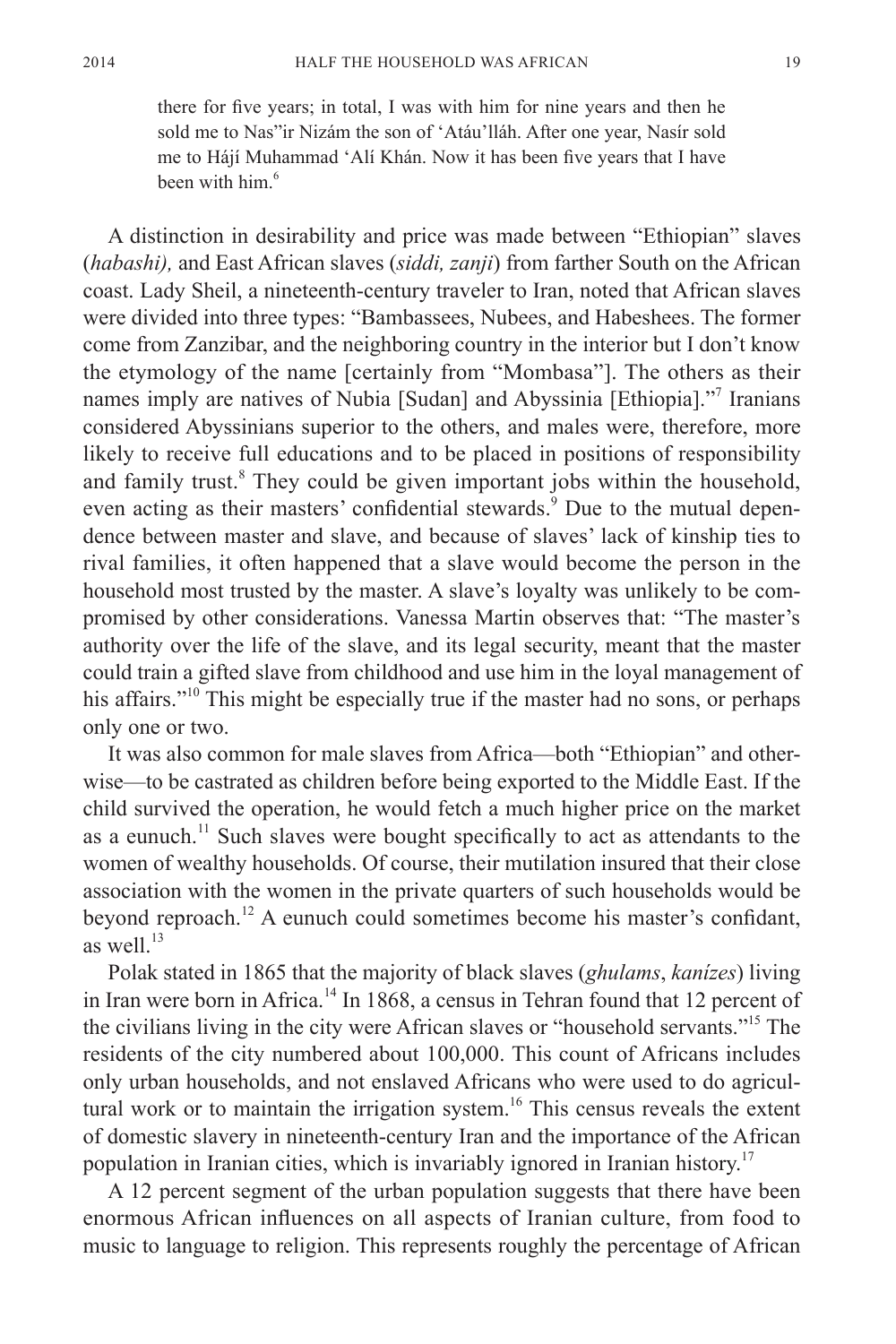> there for five years; in total, I was with him for nine years and then he sold me to Nas"ir Nizám the son of 'Atáu'lláh. After one year, Nasír sold me to Hájí Muhammad 'Alí Khán. Now it has been five years that I have been with him.[6]

A distinction in desirability and price was made between "Ethiopian" slaves (*habashi),* and East African slaves (*siddi, zanji*) from farther South on the African coast. Lady Sheil, a nineteenth-century traveler to Iran, noted that African slaves were divided into three types: "Bambassees, Nubees, and Habeshees. The former come from Zanzibar, and the neighboring country in the interior but I don't know the etymology of the name [certainly from "Mombasa"]. The others as their names imply are natives of Nubia [Sudan] and Abyssinia [Ethiopia]."[7] Iranians considered Abyssinians superior to the others, and males were, therefore, more likely to receive full educations and to be placed in positions of responsibility and family trust.[8] They could be given important jobs within the household, even acting as their masters' confidential stewards.[9] Due to the mutual dependence between master and slave, and because of slaves' lack of kinship ties to rival families, it often happened that a slave would become the person in the household most trusted by the master. A slave's loyalty was unlikely to be compromised by other considerations. Vanessa Martin observes that: "The master's authority over the life of the slave, and its legal security, meant that the master could train a gifted slave from childhood and use him in the loyal management of his affairs."[10] This might be especially true if the master had no sons, or perhaps only one or two.

It was also common for male slaves from Africa—both "Ethiopian" and otherwise—to be castrated as children before being exported to the Middle East. If the child survived the operation, he would fetch a much higher price on the market as a eunuch.[11] Such slaves were bought specifically to act as attendants to the women of wealthy households. Of course, their mutilation insured that their close association with the women in the private quarters of such households would be beyond reproach.[12] A eunuch could sometimes become his master's confidant, as well.[13]

Polak stated in 1865 that the majority of black slaves (*ghulams*, *kanízes*) living in Iran were born in Africa.[14] In 1868, a census in Tehran found that 12 percent of the civilians living in the city were African slaves or "household servants."[15] The residents of the city numbered about 100,000. This count of Africans includes only urban households, and not enslaved Africans who were used to do agricultural work or to maintain the irrigation system.[16] This census reveals the extent of domestic slavery in nineteenth-century Iran and the importance of the African population in Iranian cities, which is invariably ignored in Iranian history.[17]

A 12 percent segment of the urban population suggests that there have been enormous African influences on all aspects of Iranian culture, from food to music to language to religion. This represents roughly the percentage of African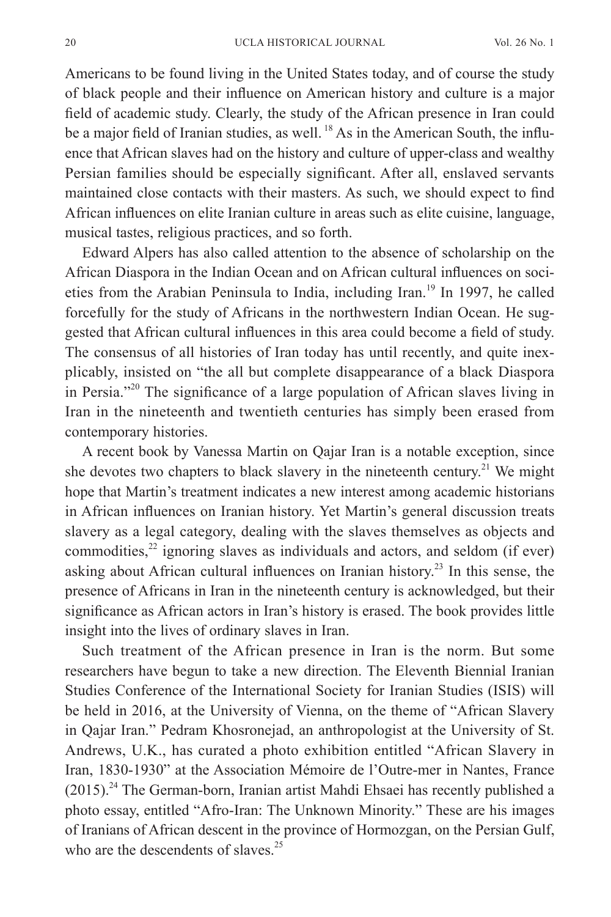Americans to be found living in the United States today, and of course the study of black people and their influence on American history and culture is a major field of academic study. Clearly, the study of the African presence in Iran could be a major field of Iranian studies, as well.[18] As in the American South, the influence that African slaves had on the history and culture of upper-class and wealthy Persian families should be especially significant. After all, enslaved servants maintained close contacts with their masters. As such, we should expect to find African influences on elite Iranian culture in areas such as elite cuisine, language, musical tastes, religious practices, and so forth.

Edward Alpers has also called attention to the absence of scholarship on the African Diaspora in the Indian Ocean and on African cultural influences on societies from the Arabian Peninsula to India, including Iran.[19] In 1997, he called forcefully for the study of Africans in the northwestern Indian Ocean. He suggested that African cultural influences in this area could become a field of study. The consensus of all histories of Iran today has until recently, and quite inexplicably, insisted on "the all but complete disappearance of a black Diaspora in Persia."[20] The significance of a large population of African slaves living in Iran in the nineteenth and twentieth centuries has simply been erased from contemporary histories.

A recent book by Vanessa Martin on Qajar Iran is a notable exception, since she devotes two chapters to black slavery in the nineteenth century.[21] We might hope that Martin's treatment indicates a new interest among academic historians in African influences on Iranian history. Yet Martin's general discussion treats slavery as a legal category, dealing with the slaves themselves as objects and commodities,[22] ignoring slaves as individuals and actors, and seldom (if ever) asking about African cultural influences on Iranian history.[23] In this sense, the presence of Africans in Iran in the nineteenth century is acknowledged, but their significance as African actors in Iran's history is erased. The book provides little insight into the lives of ordinary slaves in Iran.

Such treatment of the African presence in Iran is the norm. But some researchers have begun to take a new direction. The Eleventh Biennial Iranian Studies Conference of the International Society for Iranian Studies (ISIS) will be held in 2016, at the University of Vienna, on the theme of "African Slavery in Qajar Iran." Pedram Khosronejad, an anthropologist at the University of St. Andrews, U.K., has curated a photo exhibition entitled "African Slavery in Iran, 1830-1930" at the Association Mémoire de l'Outre-mer in Nantes, France (2015).[24] The German-born, Iranian artist Mahdi Ehsaei has recently published a photo essay, entitled "Afro-Iran: The Unknown Minority." These are his images of Iranians of African descent in the province of Hormozgan, on the Persian Gulf, who are the descendents of slaves.[25]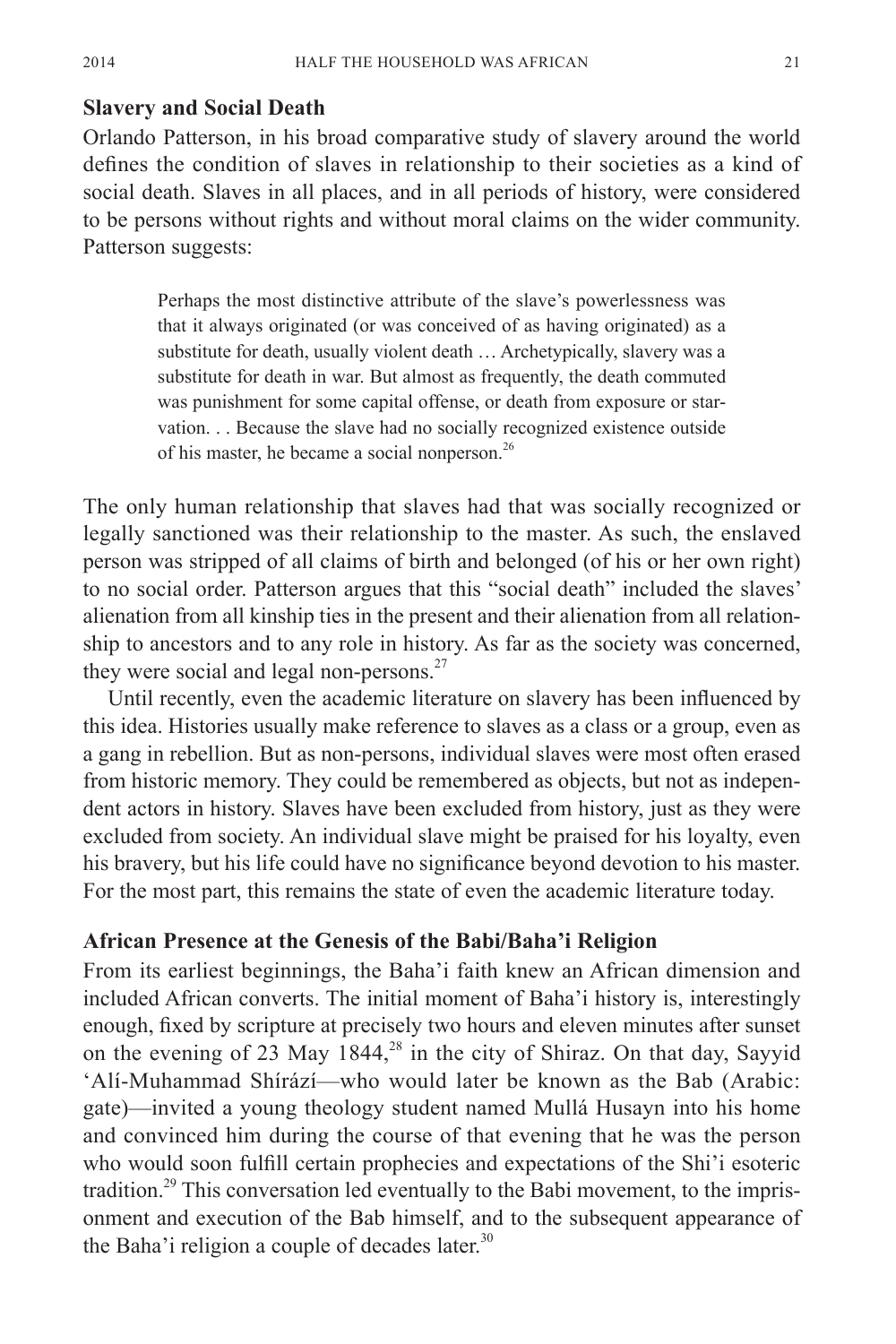### Slavery and Social Death

Orlando Patterson, in his broad comparative study of slavery around the world defines the condition of slaves in relationship to their societies as a kind of social death. Slaves in all places, and in all periods of history, were considered to be persons without rights and without moral claims on the wider community. Patterson suggests:

> Perhaps the most distinctive attribute of the slave's powerlessness was that it always originated (or was conceived of as having originated) as a substitute for death, usually violent death … Archetypically, slavery was a substitute for death in war. But almost as frequently, the death commuted was punishment for some capital offense, or death from exposure or starvation. . . Because the slave had no socially recognized existence outside of his master, he became a social nonperson.[26]

The only human relationship that slaves had that was socially recognized or legally sanctioned was their relationship to the master. As such, the enslaved person was stripped of all claims of birth and belonged (of his or her own right) to no social order. Patterson argues that this "social death" included the slaves' alienation from all kinship ties in the present and their alienation from all relationship to ancestors and to any role in history. As far as the society was concerned, they were social and legal non-persons.[27]

Until recently, even the academic literature on slavery has been influenced by this idea. Histories usually make reference to slaves as a class or a group, even as a gang in rebellion. But as non-persons, individual slaves were most often erased from historic memory. They could be remembered as objects, but not as independent actors in history. Slaves have been excluded from history, just as they were excluded from society. An individual slave might be praised for his loyalty, even his bravery, but his life could have no significance beyond devotion to his master. For the most part, this remains the state of even the academic literature today.

### African Presence at the Genesis of the Babi/Baha'i Religion

From its earliest beginnings, the Baha'i faith knew an African dimension and included African converts. The initial moment of Baha'i history is, interestingly enough, fixed by scripture at precisely two hours and eleven minutes after sunset on the evening of 23 May 1844,[28] in the city of Shiraz. On that day, Sayyid 'Alí-Muhammad Shírází—who would later be known as the Bab (Arabic: gate)—invited a young theology student named Mullá Husayn into his home and convinced him during the course of that evening that he was the person who would soon fulfill certain prophecies and expectations of the Shi'i esoteric tradition.[29] This conversation led eventually to the Babi movement, to the imprisonment and execution of the Bab himself, and to the subsequent appearance of the Baha'i religion a couple of decades later.[30]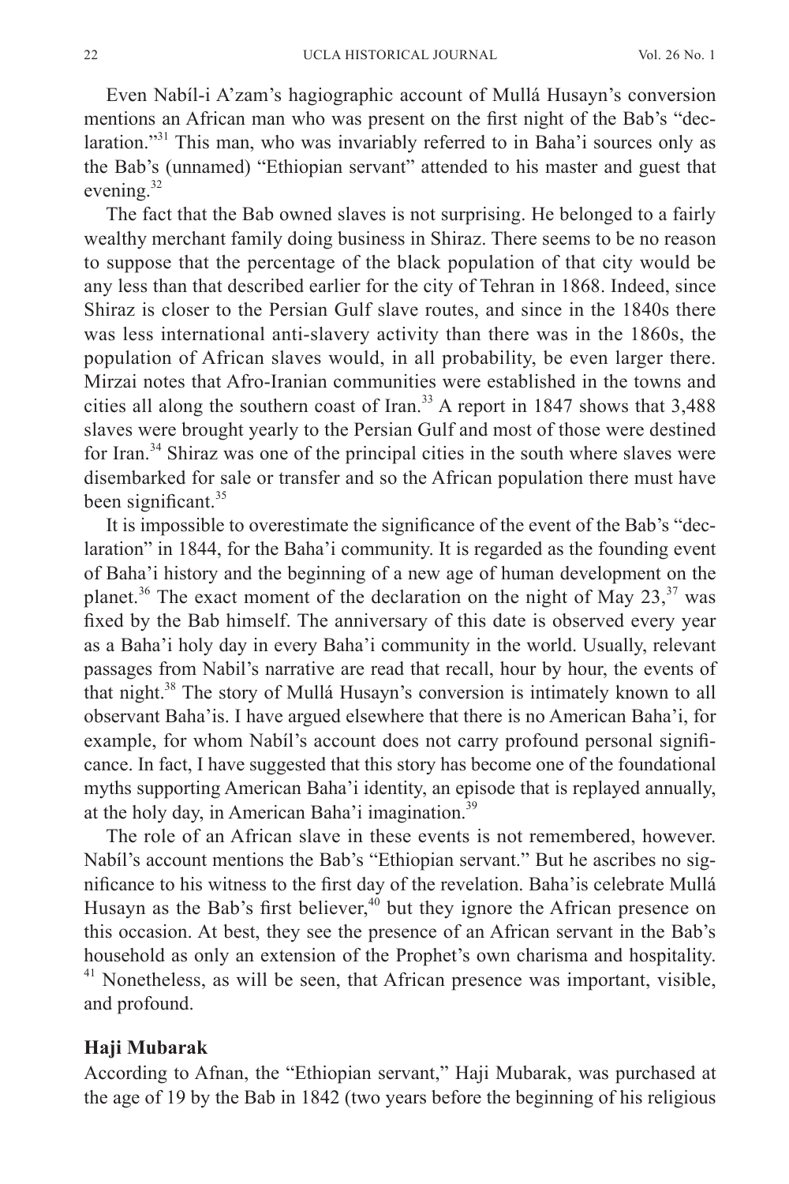Even Nabíl-i A'zam's hagiographic account of Mullá Husayn's conversion mentions an African man who was present on the first night of the Bab's "declaration."[31] This man, who was invariably referred to in Baha'i sources only as the Bab's (unnamed) "Ethiopian servant" attended to his master and guest that evening.[32]

The fact that the Bab owned slaves is not surprising. He belonged to a fairly wealthy merchant family doing business in Shiraz. There seems to be no reason to suppose that the percentage of the black population of that city would be any less than that described earlier for the city of Tehran in 1868. Indeed, since Shiraz is closer to the Persian Gulf slave routes, and since in the 1840s there was less international anti-slavery activity than there was in the 1860s, the population of African slaves would, in all probability, be even larger there. Mirzai notes that Afro-Iranian communities were established in the towns and cities all along the southern coast of Iran.[33] A report in 1847 shows that 3,488 slaves were brought yearly to the Persian Gulf and most of those were destined for Iran.[34] Shiraz was one of the principal cities in the south where slaves were disembarked for sale or transfer and so the African population there must have been significant.[35]

It is impossible to overestimate the significance of the event of the Bab's "declaration" in 1844, for the Baha'i community. It is regarded as the founding event of Baha'i history and the beginning of a new age of human development on the planet.[36] The exact moment of the declaration on the night of May 23,[37] was fixed by the Bab himself. The anniversary of this date is observed every year as a Baha'i holy day in every Baha'i community in the world. Usually, relevant passages from Nabil's narrative are read that recall, hour by hour, the events of that night.[38] The story of Mullá Husayn's conversion is intimately known to all observant Baha'is. I have argued elsewhere that there is no American Baha'i, for example, for whom Nabíl's account does not carry profound personal significance. In fact, I have suggested that this story has become one of the foundational myths supporting American Baha'i identity, an episode that is replayed annually, at the holy day, in American Baha'i imagination.[39]

The role of an African slave in these events is not remembered, however. Nabíl's account mentions the Bab's "Ethiopian servant." But he ascribes no significance to his witness to the first day of the revelation. Baha'is celebrate Mullá Husayn as the Bab's first believer,[40] but they ignore the African presence on this occasion. At best, they see the presence of an African servant in the Bab's household as only an extension of the Prophet's own charisma and hospitality.[41] Nonetheless, as will be seen, that African presence was important, visible, and profound.

### Haji Mubarak

According to Afnan, the "Ethiopian servant," Haji Mubarak, was purchased at the age of 19 by the Bab in 1842 (two years before the beginning of his religious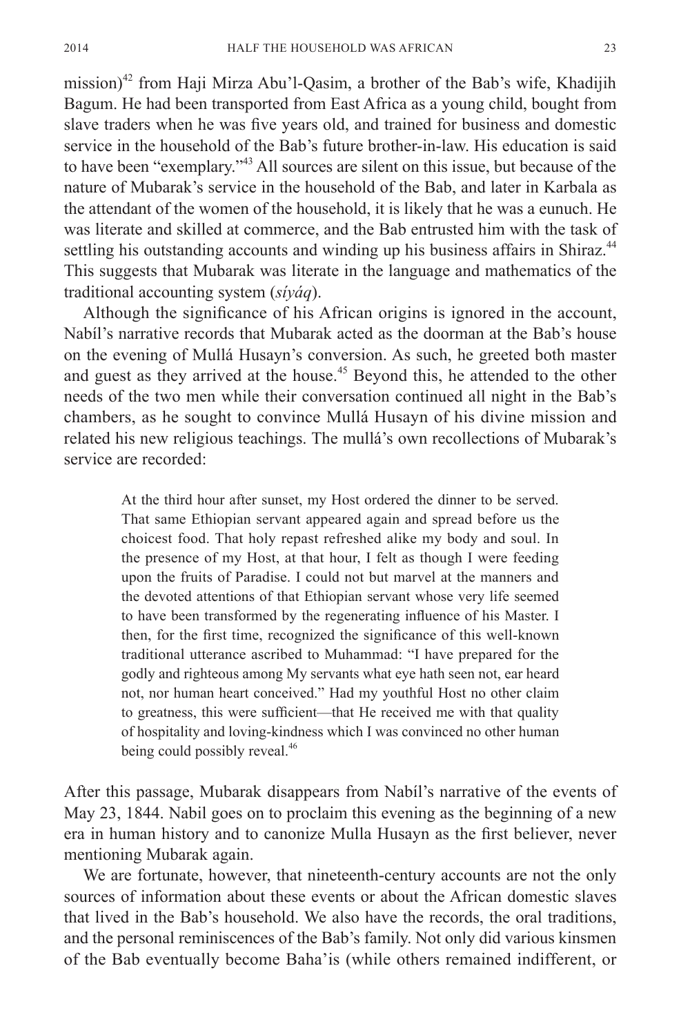mission)[42] from Haji Mirza Abu'l-Qasim, a brother of the Bab's wife, Khadijih Bagum. He had been transported from East Africa as a young child, bought from slave traders when he was five years old, and trained for business and domestic service in the household of the Bab's future brother-in-law. His education is said to have been "exemplary."[43] All sources are silent on this issue, but because of the nature of Mubarak's service in the household of the Bab, and later in Karbala as the attendant of the women of the household, it is likely that he was a eunuch. He was literate and skilled at commerce, and the Bab entrusted him with the task of settling his outstanding accounts and winding up his business affairs in Shiraz.[44] This suggests that Mubarak was literate in the language and mathematics of the traditional accounting system (*síyáq*).

Although the significance of his African origins is ignored in the account, Nabíl's narrative records that Mubarak acted as the doorman at the Bab's house on the evening of Mullá Husayn's conversion. As such, he greeted both master and guest as they arrived at the house.[45] Beyond this, he attended to the other needs of the two men while their conversation continued all night in the Bab's chambers, as he sought to convince Mullá Husayn of his divine mission and related his new religious teachings. The mullá's own recollections of Mubarak's service are recorded:

> At the third hour after sunset, my Host ordered the dinner to be served. That same Ethiopian servant appeared again and spread before us the choicest food. That holy repast refreshed alike my body and soul. In the presence of my Host, at that hour, I felt as though I were feeding upon the fruits of Paradise. I could not but marvel at the manners and the devoted attentions of that Ethiopian servant whose very life seemed to have been transformed by the regenerating influence of his Master. I then, for the first time, recognized the significance of this well-known traditional utterance ascribed to Muhammad: "I have prepared for the godly and righteous among My servants what eye hath seen not, ear heard not, nor human heart conceived." Had my youthful Host no other claim to greatness, this were sufficient—that He received me with that quality of hospitality and loving-kindness which I was convinced no other human being could possibly reveal.[46]

After this passage, Mubarak disappears from Nabíl's narrative of the events of May 23, 1844. Nabil goes on to proclaim this evening as the beginning of a new era in human history and to canonize Mulla Husayn as the first believer, never mentioning Mubarak again.

We are fortunate, however, that nineteenth-century accounts are not the only sources of information about these events or about the African domestic slaves that lived in the Bab's household. We also have the records, the oral traditions, and the personal reminiscences of the Bab's family. Not only did various kinsmen of the Bab eventually become Baha'is (while others remained indifferent, or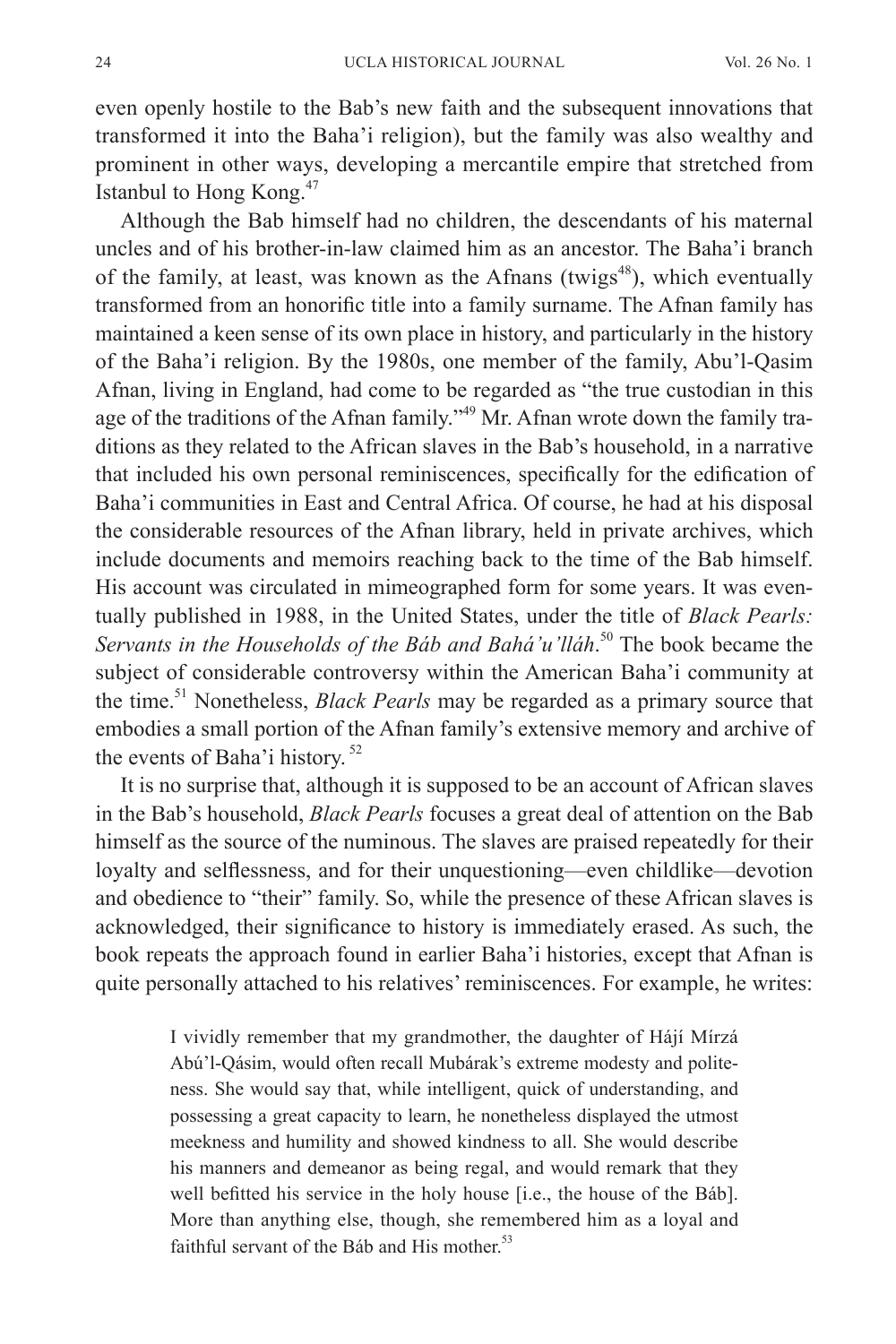even openly hostile to the Bab's new faith and the subsequent innovations that transformed it into the Baha'i religion), but the family was also wealthy and prominent in other ways, developing a mercantile empire that stretched from Istanbul to Hong Kong.[47]

Although the Bab himself had no children, the descendants of his maternal uncles and of his brother-in-law claimed him as an ancestor. The Baha'i branch of the family, at least, was known as the Afnans (twigs[48]), which eventually transformed from an honorific title into a family surname. The Afnan family has maintained a keen sense of its own place in history, and particularly in the history of the Baha'i religion. By the 1980s, one member of the family, Abu'l-Qasim Afnan, living in England, had come to be regarded as "the true custodian in this age of the traditions of the Afnan family."[49] Mr. Afnan wrote down the family traditions as they related to the African slaves in the Bab's household, in a narrative that included his own personal reminiscences, specifically for the edification of Baha'i communities in East and Central Africa. Of course, he had at his disposal the considerable resources of the Afnan library, held in private archives, which include documents and memoirs reaching back to the time of the Bab himself. His account was circulated in mimeographed form for some years. It was eventually published in 1988, in the United States, under the title of *Black Pearls: Servants in the Households of the Báb and Bahá'u'lláh*.[50] The book became the subject of considerable controversy within the American Baha'i community at the time.[51] Nonetheless, *Black Pearls* may be regarded as a primary source that embodies a small portion of the Afnan family's extensive memory and archive of the events of Baha'i history.[52]

It is no surprise that, although it is supposed to be an account of African slaves in the Bab's household, *Black Pearls* focuses a great deal of attention on the Bab himself as the source of the numinous. The slaves are praised repeatedly for their loyalty and selflessness, and for their unquestioning—even childlike—devotion and obedience to "their" family. So, while the presence of these African slaves is acknowledged, their significance to history is immediately erased. As such, the book repeats the approach found in earlier Baha'i histories, except that Afnan is quite personally attached to his relatives' reminiscences. For example, he writes:

> I vividly remember that my grandmother, the daughter of Hájí Mírzá Abú'l-Qásim, would often recall Mubárak's extreme modesty and politeness. She would say that, while intelligent, quick of understanding, and possessing a great capacity to learn, he nonetheless displayed the utmost meekness and humility and showed kindness to all. She would describe his manners and demeanor as being regal, and would remark that they well befitted his service in the holy house [i.e., the house of the Báb]. More than anything else, though, she remembered him as a loyal and faithful servant of the Báb and His mother.[53]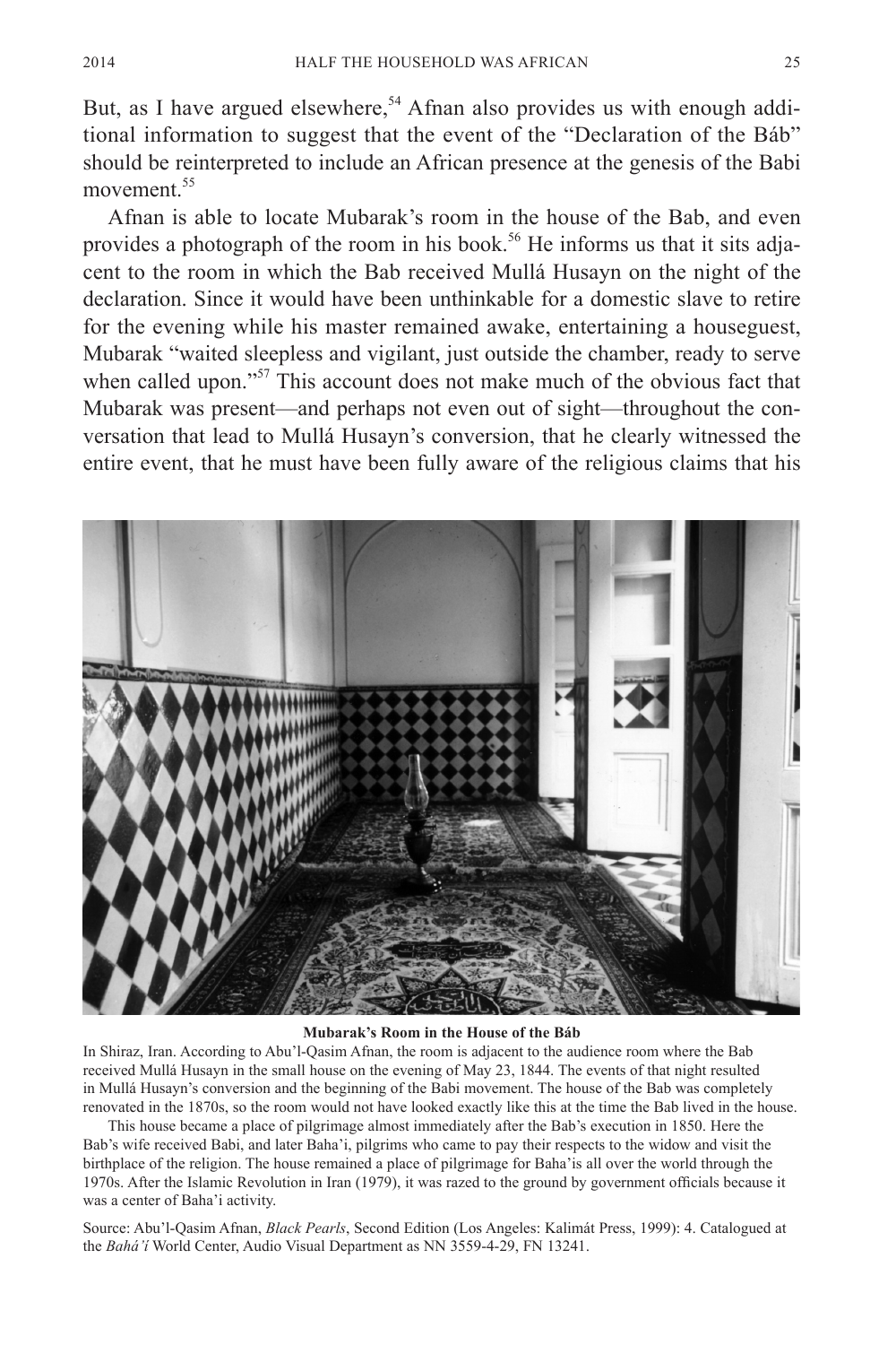But, as I have argued elsewhere,[54] Afnan also provides us with enough additional information to suggest that the event of the "Declaration of the Báb" should be reinterpreted to include an African presence at the genesis of the Babi movement.[55]

Afnan is able to locate Mubarak's room in the house of the Bab, and even provides a photograph of the room in his book.[56] He informs us that it sits adjacent to the room in which the Bab received Mullá Husayn on the night of the declaration. Since it would have been unthinkable for a domestic slave to retire for the evening while his master remained awake, entertaining a houseguest, Mubarak "waited sleepless and vigilant, just outside the chamber, ready to serve when called upon."[57] This account does not make much of the obvious fact that Mubarak was present—and perhaps not even out of sight—throughout the conversation that lead to Mullá Husayn's conversion, that he clearly witnessed the entire event, that he must have been fully aware of the religious claims that his

**Mubarak's Room in the House of the Báb**

In Shiraz, Iran. According to Abu'l-Qasim Afnan, the room is adjacent to the audience room where the Bab received Mullá Husayn in the small house on the evening of May 23, 1844. The events of that night resulted in Mullá Husayn's conversion and the beginning of the Babi movement. The house of the Bab was completely renovated in the 1870s, so the room would not have looked exactly like this at the time the Bab lived in the house.

This house became a place of pilgrimage almost immediately after the Bab's execution in 1850. Here the Bab's wife received Babi, and later Baha'i, pilgrims who came to pay their respects to the widow and visit the birthplace of the religion. The house remained a place of pilgrimage for Baha'is all over the world through the 1970s. After the Islamic Revolution in Iran (1979), it was razed to the ground by government officials because it was a center of Baha'i activity.

Source: Abu'l-Qasim Afnan, *Black Pearls*, Second Edition (Los Angeles: Kalimát Press, 1999): 4. Catalogued at the *Bahá'í* World Center, Audio Visual Department as NN 3559-4-29, FN 13241.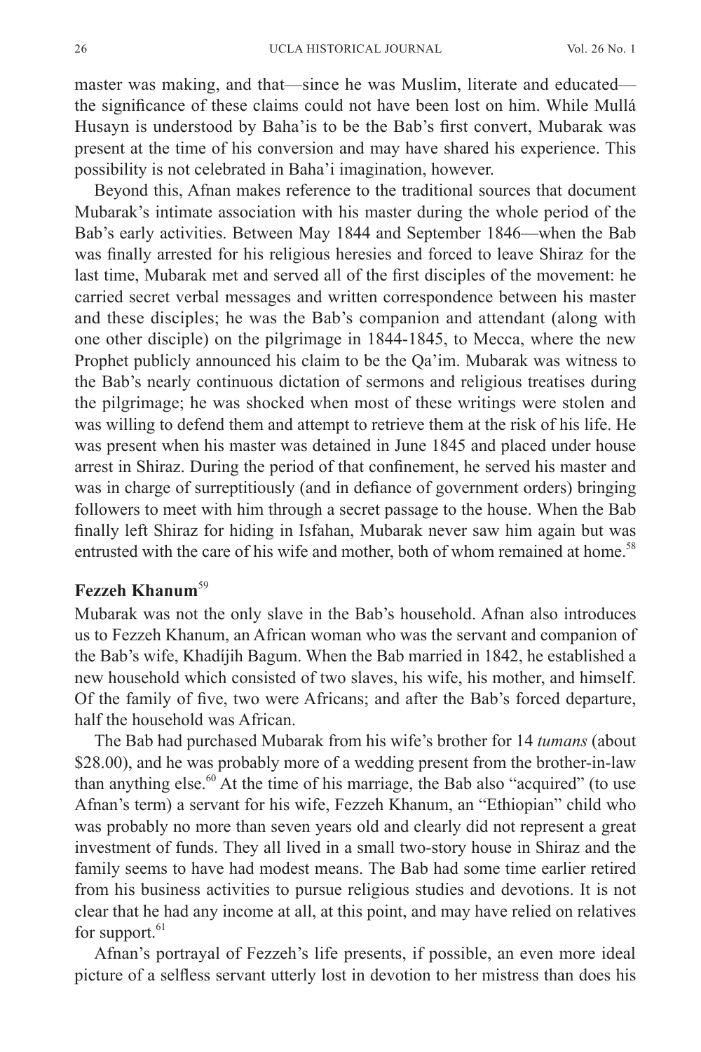master was making, and that—since he was Muslim, literate and educated—the significance of these claims could not have been lost on him. While Mullá Husayn is understood by Baha'is to be the Bab's first convert, Mubarak was present at the time of his conversion and may have shared his experience. This possibility is not celebrated in Baha'i imagination, however.

Beyond this, Afnan makes reference to the traditional sources that document Mubarak's intimate association with his master during the whole period of the Bab's early activities. Between May 1844 and September 1846—when the Bab was finally arrested for his religious heresies and forced to leave Shiraz for the last time, Mubarak met and served all of the first disciples of the movement: he carried secret verbal messages and written correspondence between his master and these disciples; he was the Bab's companion and attendant (along with one other disciple) on the pilgrimage in 1844-1845, to Mecca, where the new Prophet publicly announced his claim to be the Qa'im. Mubarak was witness to the Bab's nearly continuous dictation of sermons and religious treatises during the pilgrimage; he was shocked when most of these writings were stolen and was willing to defend them and attempt to retrieve them at the risk of his life. He was present when his master was detained in June 1845 and placed under house arrest in Shiraz. During the period of that confinement, he served his master and was in charge of surreptitiously (and in defiance of government orders) bringing followers to meet with him through a secret passage to the house. When the Bab finally left Shiraz for hiding in Isfahan, Mubarak never saw him again but was entrusted with the care of his wife and mother, both of whom remained at home.[58]

## Fezzeh Khanum[59]

Mubarak was not the only slave in the Bab's household. Afnan also introduces us to Fezzeh Khanum, an African woman who was the servant and companion of the Bab's wife, Khadíjih Bagum. When the Bab married in 1842, he established a new household which consisted of two slaves, his wife, his mother, and himself. Of the family of five, two were Africans; and after the Bab's forced departure, half the household was African.

The Bab had purchased Mubarak from his wife's brother for 14 *tumans* (about $28.00), and he was probably more of a wedding present from the brother-in-law than anything else.[60] At the time of his marriage, the Bab also "acquired" (to use Afnan's term) a servant for his wife, Fezzeh Khanum, an "Ethiopian" child who was probably no more than seven years old and clearly did not represent a great investment of funds. They all lived in a small two-story house in Shiraz and the family seems to have had modest means. The Bab had some time earlier retired from his business activities to pursue religious studies and devotions. It is not clear that he had any income at all, at this point, and may have relied on relatives for support.[61]

Afnan's portrayal of Fezzeh's life presents, if possible, an even more ideal picture of a selfless servant utterly lost in devotion to her mistress than does his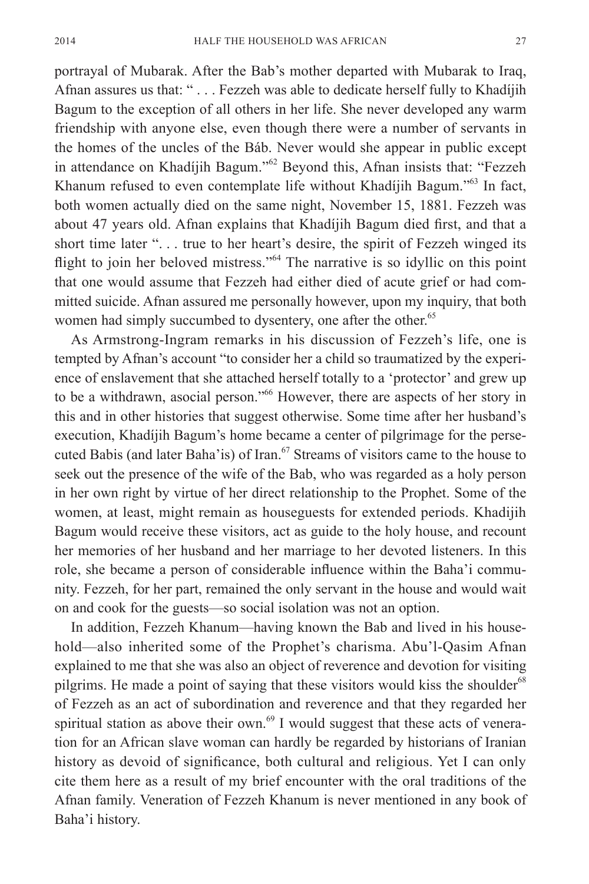portrayal of Mubarak. After the Bab's mother departed with Mubarak to Iraq, Afnan assures us that: " . . . Fezzeh was able to dedicate herself fully to Khadíjih Bagum to the exception of all others in her life. She never developed any warm friendship with anyone else, even though there were a number of servants in the homes of the uncles of the Báb. Never would she appear in public except in attendance on Khadíjih Bagum."[62] Beyond this, Afnan insists that: "Fezzeh Khanum refused to even contemplate life without Khadíjih Bagum."[63] In fact, both women actually died on the same night, November 15, 1881. Fezzeh was about 47 years old. Afnan explains that Khadíjih Bagum died first, and that a short time later ". . . true to her heart's desire, the spirit of Fezzeh winged its flight to join her beloved mistress."[64] The narrative is so idyllic on this point that one would assume that Fezzeh had either died of acute grief or had committed suicide. Afnan assured me personally however, upon my inquiry, that both women had simply succumbed to dysentery, one after the other.[65]

As Armstrong-Ingram remarks in his discussion of Fezzeh's life, one is tempted by Afnan's account "to consider her a child so traumatized by the experience of enslavement that she attached herself totally to a 'protector' and grew up to be a withdrawn, asocial person."[66] However, there are aspects of her story in this and in other histories that suggest otherwise. Some time after her husband's execution, Khadíjih Bagum's home became a center of pilgrimage for the persecuted Babis (and later Baha'is) of Iran.[67] Streams of visitors came to the house to seek out the presence of the wife of the Bab, who was regarded as a holy person in her own right by virtue of her direct relationship to the Prophet. Some of the women, at least, might remain as houseguests for extended periods. Khadijih Bagum would receive these visitors, act as guide to the holy house, and recount her memories of her husband and her marriage to her devoted listeners. In this role, she became a person of considerable influence within the Baha'i community. Fezzeh, for her part, remained the only servant in the house and would wait on and cook for the guests—so social isolation was not an option.

In addition, Fezzeh Khanum—having known the Bab and lived in his household—also inherited some of the Prophet's charisma. Abu'l-Qasim Afnan explained to me that she was also an object of reverence and devotion for visiting pilgrims. He made a point of saying that these visitors would kiss the shoulder[68] of Fezzeh as an act of subordination and reverence and that they regarded her spiritual station as above their own.[69] I would suggest that these acts of veneration for an African slave woman can hardly be regarded by historians of Iranian history as devoid of significance, both cultural and religious. Yet I can only cite them here as a result of my brief encounter with the oral traditions of the Afnan family. Veneration of Fezzeh Khanum is never mentioned in any book of Baha'i history.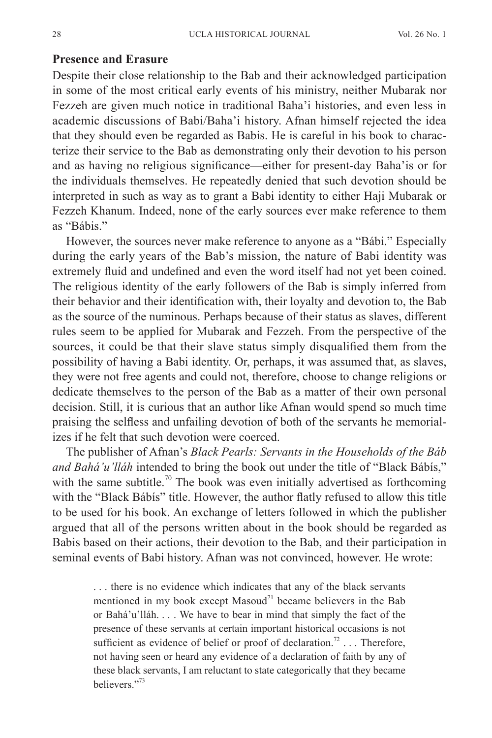## Presence and Erasure

Despite their close relationship to the Bab and their acknowledged participation in some of the most critical early events of his ministry, neither Mubarak nor Fezzeh are given much notice in traditional Baha'i histories, and even less in academic discussions of Babi/Baha'i history. Afnan himself rejected the idea that they should even be regarded as Babis. He is careful in his book to characterize their service to the Bab as demonstrating only their devotion to his person and as having no religious significance—either for present-day Baha'is or for the individuals themselves. He repeatedly denied that such devotion should be interpreted in such as way as to grant a Babi identity to either Haji Mubarak or Fezzeh Khanum. Indeed, none of the early sources ever make reference to them as "Bábis."

However, the sources never make reference to anyone as a "Bábi." Especially during the early years of the Bab's mission, the nature of Babi identity was extremely fluid and undefined and even the word itself had not yet been coined. The religious identity of the early followers of the Bab is simply inferred from their behavior and their identification with, their loyalty and devotion to, the Bab as the source of the numinous. Perhaps because of their status as slaves, different rules seem to be applied for Mubarak and Fezzeh. From the perspective of the sources, it could be that their slave status simply disqualified them from the possibility of having a Babi identity. Or, perhaps, it was assumed that, as slaves, they were not free agents and could not, therefore, choose to change religions or dedicate themselves to the person of the Bab as a matter of their own personal decision. Still, it is curious that an author like Afnan would spend so much time praising the selfless and unfailing devotion of both of the servants he memorializes if he felt that such devotion were coerced.

The publisher of Afnan's *Black Pearls: Servants in the Households of the Báb and Bahá'u'lláh* intended to bring the book out under the title of "Black Bábís," with the same subtitle.[70] The book was even initially advertised as forthcoming with the "Black Bábís" title. However, the author flatly refused to allow this title to be used for his book. An exchange of letters followed in which the publisher argued that all of the persons written about in the book should be regarded as Babis based on their actions, their devotion to the Bab, and their participation in seminal events of Babi history. Afnan was not convinced, however. He wrote:

> . . . there is no evidence which indicates that any of the black servants mentioned in my book except Masoud[71] became believers in the Bab or Bahá'u'lláh. . . . We have to bear in mind that simply the fact of the presence of these servants at certain important historical occasions is not sufficient as evidence of belief or proof of declaration.[72] . . . Therefore, not having seen or heard any evidence of a declaration of faith by any of these black servants, I am reluctant to state categorically that they became believers."[73]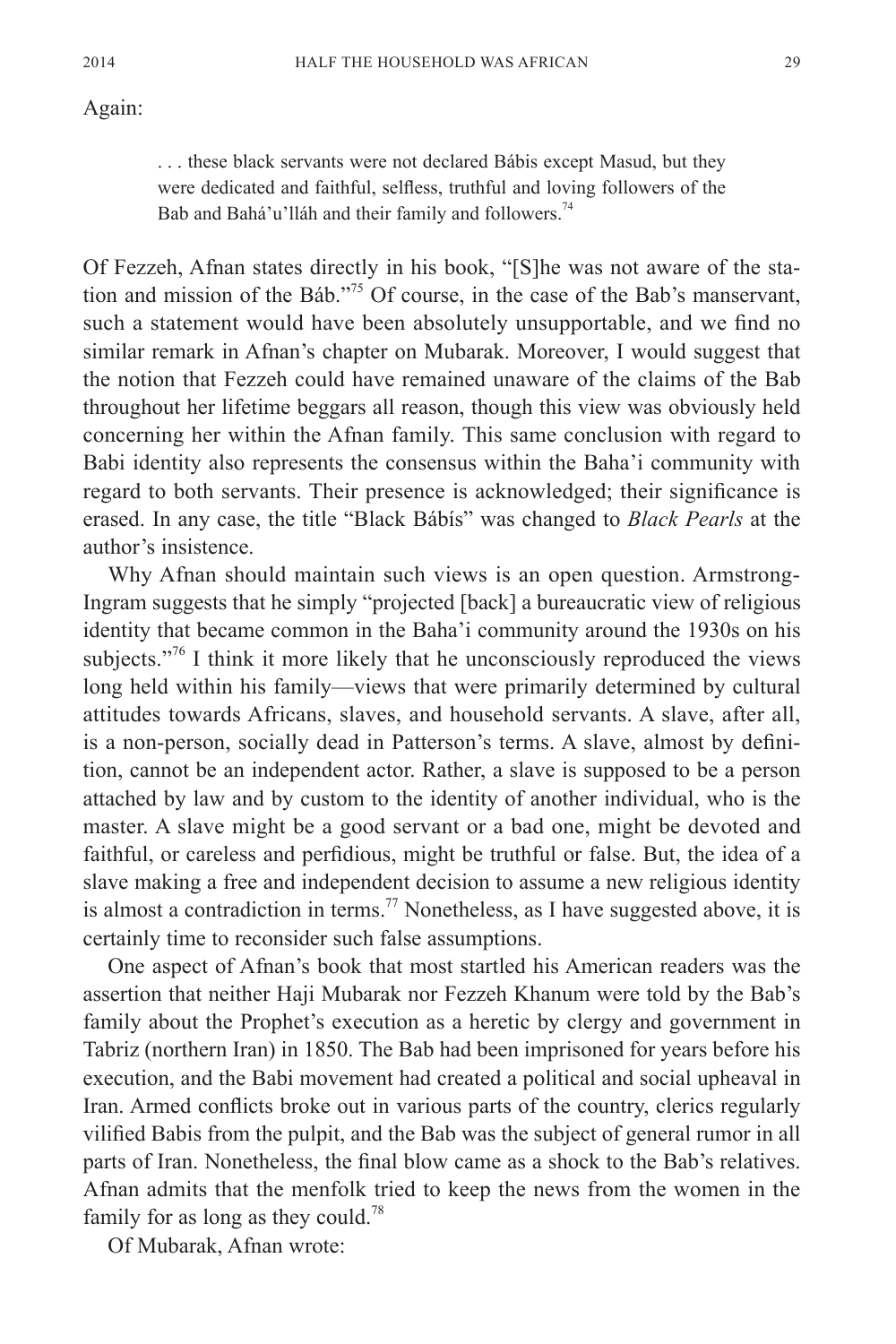Again:

> . . . these black servants were not declared Bábis except Masud, but they were dedicated and faithful, selfless, truthful and loving followers of the Bab and Bahá'u'lláh and their family and followers.[74]

Of Fezzeh, Afnan states directly in his book, "[S]he was not aware of the station and mission of the Báb."[75] Of course, in the case of the Bab's manservant, such a statement would have been absolutely unsupportable, and we find no similar remark in Afnan's chapter on Mubarak. Moreover, I would suggest that the notion that Fezzeh could have remained unaware of the claims of the Bab throughout her lifetime beggars all reason, though this view was obviously held concerning her within the Afnan family. This same conclusion with regard to Babi identity also represents the consensus within the Baha'i community with regard to both servants. Their presence is acknowledged; their significance is erased. In any case, the title "Black Bábís" was changed to *Black Pearls* at the author's insistence.

Why Afnan should maintain such views is an open question. Armstrong-Ingram suggests that he simply "projected [back] a bureaucratic view of religious identity that became common in the Baha'i community around the 1930s on his subjects."[76] I think it more likely that he unconsciously reproduced the views long held within his family—views that were primarily determined by cultural attitudes towards Africans, slaves, and household servants. A slave, after all, is a non-person, socially dead in Patterson's terms. A slave, almost by definition, cannot be an independent actor. Rather, a slave is supposed to be a person attached by law and by custom to the identity of another individual, who is the master. A slave might be a good servant or a bad one, might be devoted and faithful, or careless and perfidious, might be truthful or false. But, the idea of a slave making a free and independent decision to assume a new religious identity is almost a contradiction in terms.[77] Nonetheless, as I have suggested above, it is certainly time to reconsider such false assumptions.

One aspect of Afnan's book that most startled his American readers was the assertion that neither Haji Mubarak nor Fezzeh Khanum were told by the Bab's family about the Prophet's execution as a heretic by clergy and government in Tabriz (northern Iran) in 1850. The Bab had been imprisoned for years before his execution, and the Babi movement had created a political and social upheaval in Iran. Armed conflicts broke out in various parts of the country, clerics regularly vilified Babis from the pulpit, and the Bab was the subject of general rumor in all parts of Iran. Nonetheless, the final blow came as a shock to the Bab's relatives. Afnan admits that the menfolk tried to keep the news from the women in the family for as long as they could.[78]

Of Mubarak, Afnan wrote: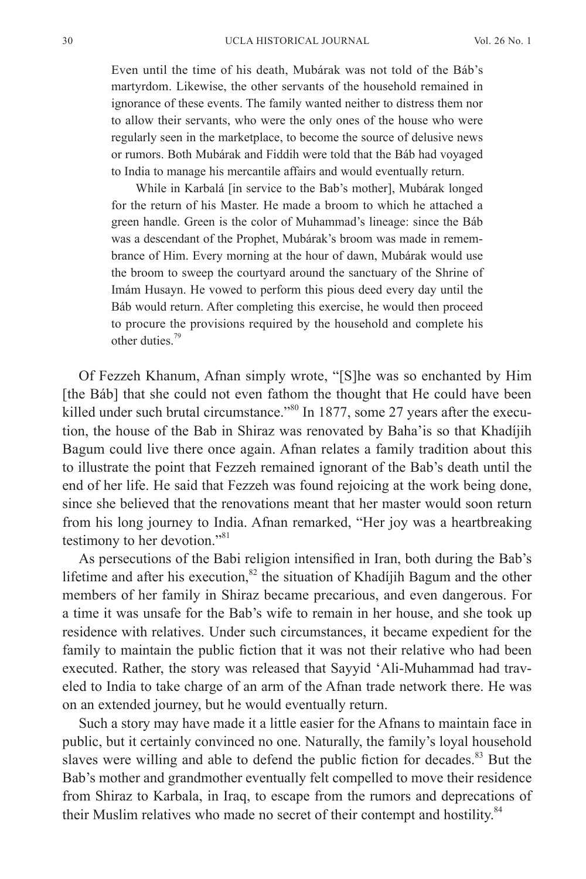> Even until the time of his death, Mubárak was not told of the Báb's martyrdom. Likewise, the other servants of the household remained in ignorance of these events. The family wanted neither to distress them nor to allow their servants, who were the only ones of the house who were regularly seen in the marketplace, to become the source of delusive news or rumors. Both Mubárak and Fiddih were told that the Báb had voyaged to India to manage his mercantile affairs and would eventually return.
>
> While in Karbalá [in service to the Bab's mother], Mubárak longed for the return of his Master. He made a broom to which he attached a green handle. Green is the color of Muhammad's lineage: since the Báb was a descendant of the Prophet, Mubárak's broom was made in remembrance of Him. Every morning at the hour of dawn, Mubárak would use the broom to sweep the courtyard around the sanctuary of the Shrine of Imám Husayn. He vowed to perform this pious deed every day until the Báb would return. After completing this exercise, he would then proceed to procure the provisions required by the household and complete his other duties.[79]

Of Fezzeh Khanum, Afnan simply wrote, "[S]he was so enchanted by Him [the Báb] that she could not even fathom the thought that He could have been killed under such brutal circumstance."[80] In 1877, some 27 years after the execution, the house of the Bab in Shiraz was renovated by Baha'is so that Khadíjih Bagum could live there once again. Afnan relates a family tradition about this to illustrate the point that Fezzeh remained ignorant of the Bab's death until the end of her life. He said that Fezzeh was found rejoicing at the work being done, since she believed that the renovations meant that her master would soon return from his long journey to India. Afnan remarked, "Her joy was a heartbreaking testimony to her devotion."[81]

As persecutions of the Babi religion intensified in Iran, both during the Bab's lifetime and after his execution,[82] the situation of Khadíjih Bagum and the other members of her family in Shiraz became precarious, and even dangerous. For a time it was unsafe for the Bab's wife to remain in her house, and she took up residence with relatives. Under such circumstances, it became expedient for the family to maintain the public fiction that it was not their relative who had been executed. Rather, the story was released that Sayyid 'Ali-Muhammad had traveled to India to take charge of an arm of the Afnan trade network there. He was on an extended journey, but he would eventually return.

Such a story may have made it a little easier for the Afnans to maintain face in public, but it certainly convinced no one. Naturally, the family's loyal household slaves were willing and able to defend the public fiction for decades.[83] But the Bab's mother and grandmother eventually felt compelled to move their residence from Shiraz to Karbala, in Iraq, to escape from the rumors and deprecations of their Muslim relatives who made no secret of their contempt and hostility.[84]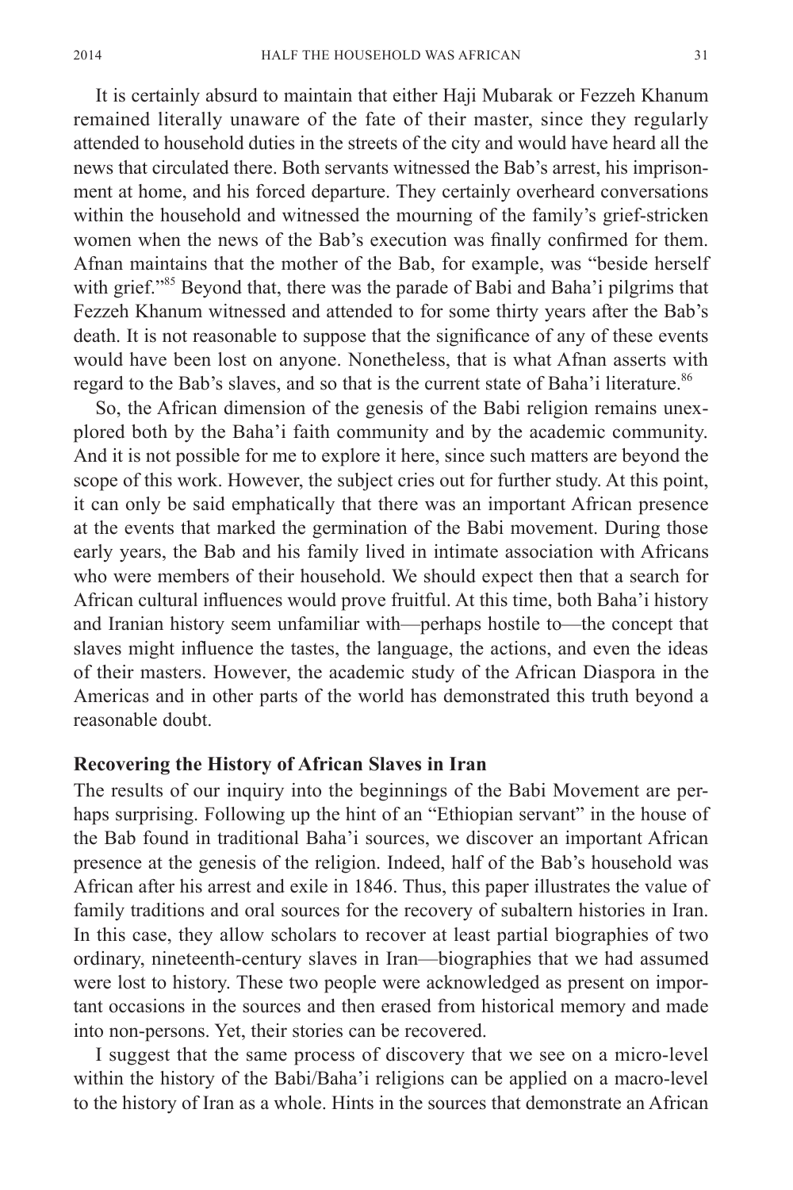It is certainly absurd to maintain that either Haji Mubarak or Fezzeh Khanum remained literally unaware of the fate of their master, since they regularly attended to household duties in the streets of the city and would have heard all the news that circulated there. Both servants witnessed the Bab's arrest, his imprisonment at home, and his forced departure. They certainly overheard conversations within the household and witnessed the mourning of the family's grief-stricken women when the news of the Bab's execution was finally confirmed for them. Afnan maintains that the mother of the Bab, for example, was "beside herself with grief."[85] Beyond that, there was the parade of Babi and Baha'i pilgrims that Fezzeh Khanum witnessed and attended to for some thirty years after the Bab's death. It is not reasonable to suppose that the significance of any of these events would have been lost on anyone. Nonetheless, that is what Afnan asserts with regard to the Bab's slaves, and so that is the current state of Baha'i literature.[86]

So, the African dimension of the genesis of the Babi religion remains unexplored both by the Baha'i faith community and by the academic community. And it is not possible for me to explore it here, since such matters are beyond the scope of this work. However, the subject cries out for further study. At this point, it can only be said emphatically that there was an important African presence at the events that marked the germination of the Babi movement. During those early years, the Bab and his family lived in intimate association with Africans who were members of their household. We should expect then that a search for African cultural influences would prove fruitful. At this time, both Baha'i history and Iranian history seem unfamiliar with—perhaps hostile to—the concept that slaves might influence the tastes, the language, the actions, and even the ideas of their masters. However, the academic study of the African Diaspora in the Americas and in other parts of the world has demonstrated this truth beyond a reasonable doubt.

## Recovering the History of African Slaves in Iran

The results of our inquiry into the beginnings of the Babi Movement are perhaps surprising. Following up the hint of an "Ethiopian servant" in the house of the Bab found in traditional Baha'i sources, we discover an important African presence at the genesis of the religion. Indeed, half of the Bab's household was African after his arrest and exile in 1846. Thus, this paper illustrates the value of family traditions and oral sources for the recovery of subaltern histories in Iran. In this case, they allow scholars to recover at least partial biographies of two ordinary, nineteenth-century slaves in Iran—biographies that we had assumed were lost to history. These two people were acknowledged as present on important occasions in the sources and then erased from historical memory and made into non-persons. Yet, their stories can be recovered.

I suggest that the same process of discovery that we see on a micro-level within the history of the Babi/Baha'i religions can be applied on a macro-level to the history of Iran as a whole. Hints in the sources that demonstrate an African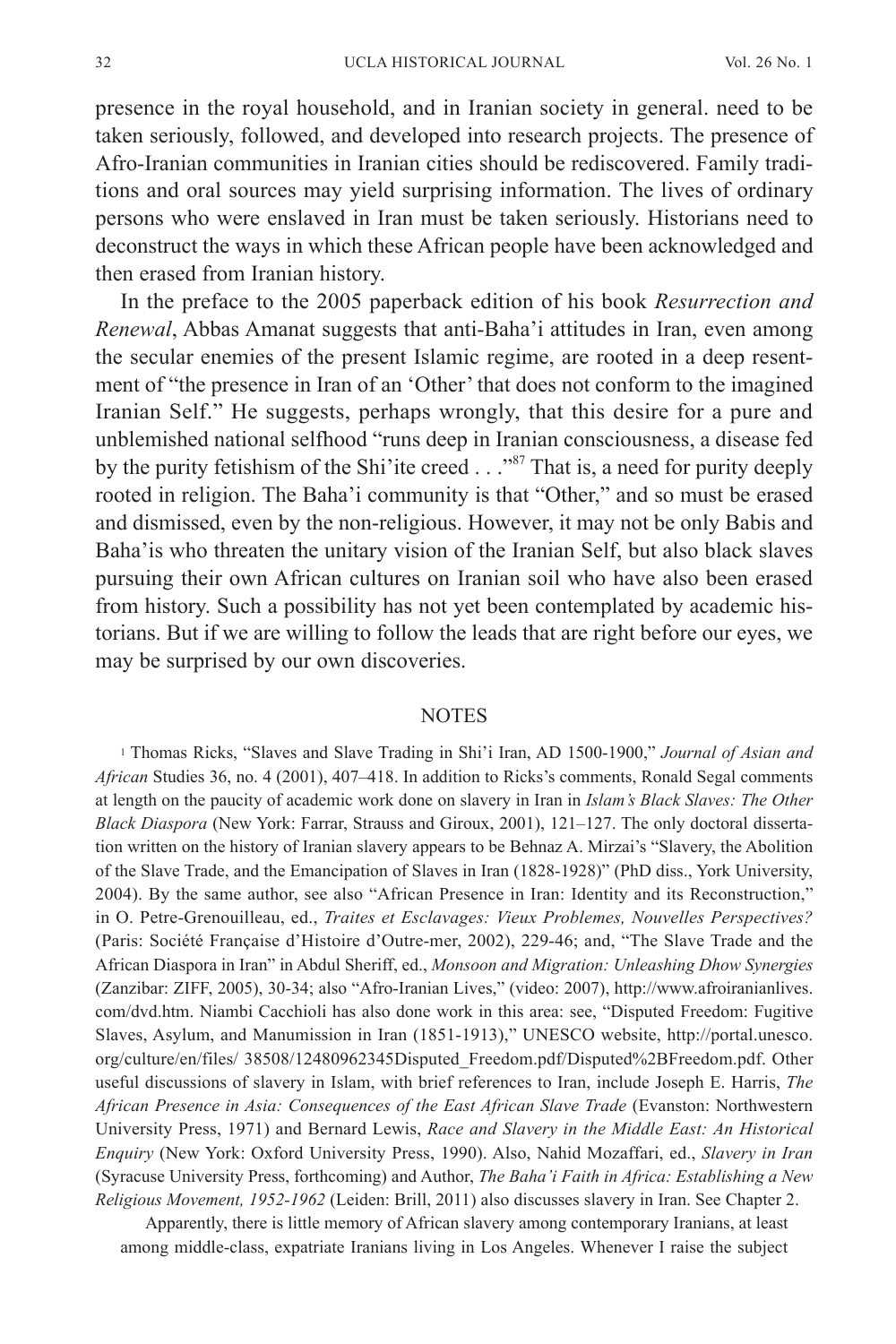presence in the royal household, and in Iranian society in general. need to be taken seriously, followed, and developed into research projects. The presence of Afro-Iranian communities in Iranian cities should be rediscovered. Family traditions and oral sources may yield surprising information. The lives of ordinary persons who were enslaved in Iran must be taken seriously. Historians need to deconstruct the ways in which these African people have been acknowledged and then erased from Iranian history.

In the preface to the 2005 paperback edition of his book *Resurrection and Renewal*, Abbas Amanat suggests that anti-Baha'i attitudes in Iran, even among the secular enemies of the present Islamic regime, are rooted in a deep resentment of "the presence in Iran of an 'Other' that does not conform to the imagined Iranian Self." He suggests, perhaps wrongly, that this desire for a pure and unblemished national selfhood "runs deep in Iranian consciousness, a disease fed by the purity fetishism of the Shi'ite creed . . ."[87] That is, a need for purity deeply rooted in religion. The Baha'i community is that "Other," and so must be erased and dismissed, even by the non-religious. However, it may not be only Babis and Baha'is who threaten the unitary vision of the Iranian Self, but also black slaves pursuing their own African cultures on Iranian soil who have also been erased from history. Such a possibility has not yet been contemplated by academic historians. But if we are willing to follow the leads that are right before our eyes, we may be surprised by our own discoveries.

## NOTES

[1] Thomas Ricks, "Slaves and Slave Trading in Shi'i Iran, AD 1500-1900," *Journal of Asian and African* Studies 36, no. 4 (2001), 407–418. In addition to Ricks's comments, Ronald Segal comments at length on the paucity of academic work done on slavery in Iran in *Islam's Black Slaves: The Other Black Diaspora* (New York: Farrar, Strauss and Giroux, 2001), 121–127. The only doctoral dissertation written on the history of Iranian slavery appears to be Behnaz A. Mirzai's "Slavery, the Abolition of the Slave Trade, and the Emancipation of Slaves in Iran (1828-1928)" (PhD diss., York University, 2004). By the same author, see also "African Presence in Iran: Identity and its Reconstruction," in O. Petre-Grenouilleau, ed., *Traites et Esclavages: Vieux Problemes, Nouvelles Perspectives?* (Paris: Société Française d'Histoire d'Outre-mer, 2002), 229-46; and, "The Slave Trade and the African Diaspora in Iran" in Abdul Sheriff, ed., *Monsoon and Migration: Unleashing Dhow Synergies* (Zanzibar: ZIFF, 2005), 30-34; also "Afro-Iranian Lives," (video: 2007), http://www.afroiranianlives.com/dvd.htm. Niambi Cacchioli has also done work in this area: see, "Disputed Freedom: Fugitive Slaves, Asylum, and Manumission in Iran (1851-1913)," UNESCO website, http://portal.unesco.org/culture/en/files/ 38508/12480962345Disputed_Freedom.pdf/Disputed%2BFreedom.pdf. Other useful discussions of slavery in Islam, with brief references to Iran, include Joseph E. Harris, *The African Presence in Asia: Consequences of the East African Slave Trade* (Evanston: Northwestern University Press, 1971) and Bernard Lewis, *Race and Slavery in the Middle East: An Historical Enquiry* (New York: Oxford University Press, 1990). Also, Nahid Mozaffari, ed., *Slavery in Iran* (Syracuse University Press, forthcoming) and Author, *The Baha'i Faith in Africa: Establishing a New Religious Movement, 1952-1962* (Leiden: Brill, 2011) also discusses slavery in Iran. See Chapter 2.

Apparently, there is little memory of African slavery among contemporary Iranians, at least among middle-class, expatriate Iranians living in Los Angeles. Whenever I raise the subject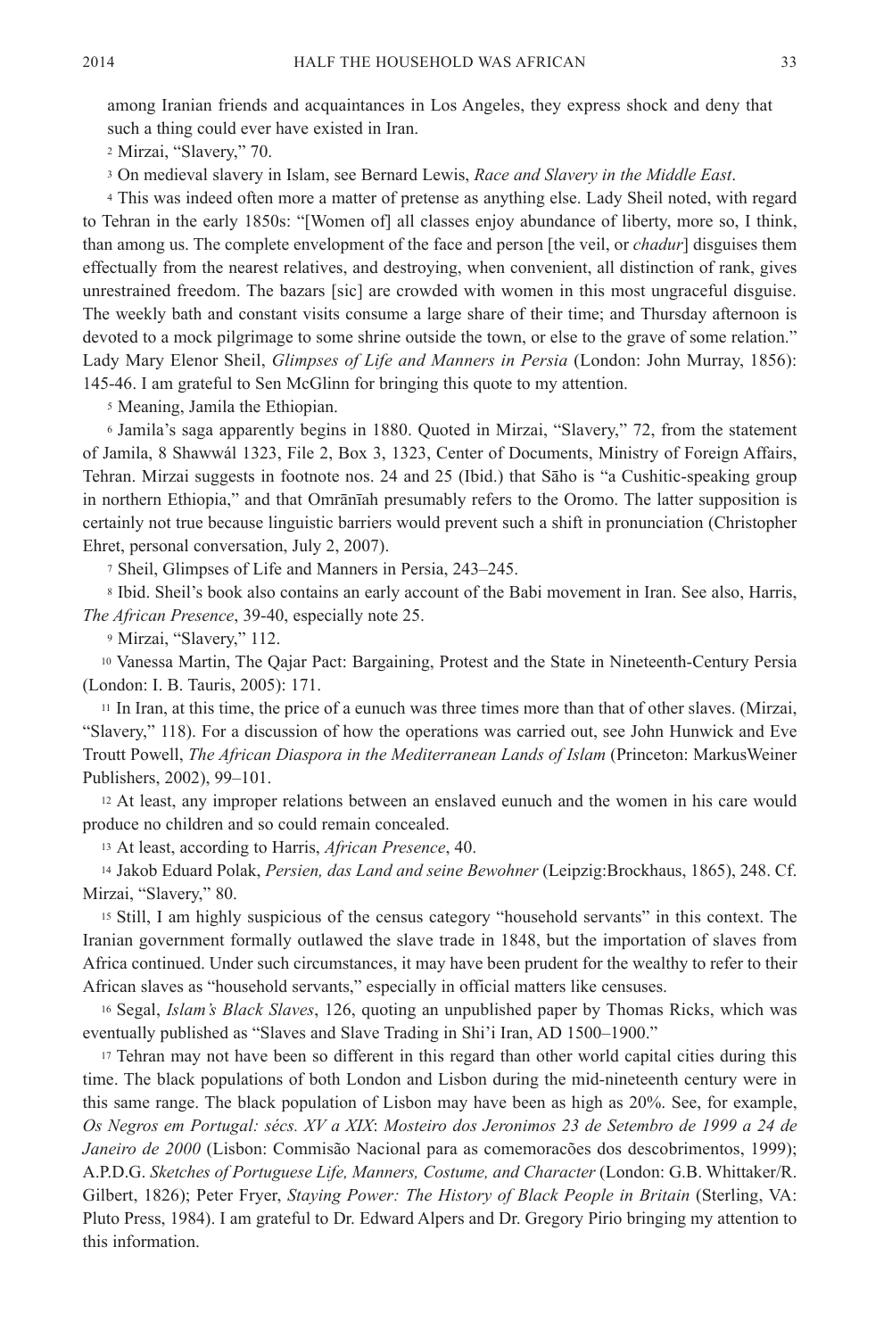among Iranian friends and acquaintances in Los Angeles, they express shock and deny that such a thing could ever have existed in Iran.

[2] Mirzai, "Slavery," 70.

[3] On medieval slavery in Islam, see Bernard Lewis, *Race and Slavery in the Middle East*.

[4] This was indeed often more a matter of pretense as anything else. Lady Sheil noted, with regard to Tehran in the early 1850s: "[Women of] all classes enjoy abundance of liberty, more so, I think, than among us. The complete envelopment of the face and person [the veil, or *chadur*] disguises them effectually from the nearest relatives, and destroying, when convenient, all distinction of rank, gives unrestrained freedom. The bazars [sic] are crowded with women in this most ungraceful disguise. The weekly bath and constant visits consume a large share of their time; and Thursday afternoon is devoted to a mock pilgrimage to some shrine outside the town, or else to the grave of some relation." Lady Mary Elenor Sheil, *Glimpses of Life and Manners in Persia* (London: John Murray, 1856): 145-46. I am grateful to Sen McGlinn for bringing this quote to my attention.

[5] Meaning, Jamila the Ethiopian.

[6] Jamila's saga apparently begins in 1880. Quoted in Mirzai, "Slavery," 72, from the statement of Jamila, 8 Shawwál 1323, File 2, Box 3, 1323, Center of Documents, Ministry of Foreign Affairs, Tehran. Mirzai suggests in footnote nos. 24 and 25 (Ibid.) that Sāho is "a Cushitic-speaking group in northern Ethiopia," and that Omrānīah presumably refers to the Oromo. The latter supposition is certainly not true because linguistic barriers would prevent such a shift in pronunciation (Christopher Ehret, personal conversation, July 2, 2007).

[7] Sheil, Glimpses of Life and Manners in Persia, 243–245.

[8] Ibid. Sheil's book also contains an early account of the Babi movement in Iran. See also, Harris, *The African Presence*, 39-40, especially note 25.

[9] Mirzai, "Slavery," 112.

[10] Vanessa Martin, The Qajar Pact: Bargaining, Protest and the State in Nineteenth-Century Persia (London: I. B. Tauris, 2005): 171.

[11] In Iran, at this time, the price of a eunuch was three times more than that of other slaves. (Mirzai, "Slavery," 118). For a discussion of how the operations was carried out, see John Hunwick and Eve Troutt Powell, *The African Diaspora in the Mediterranean Lands of Islam* (Princeton: MarkusWeiner Publishers, 2002), 99–101.

[12] At least, any improper relations between an enslaved eunuch and the women in his care would produce no children and so could remain concealed.

[13] At least, according to Harris, *African Presence*, 40.

[14] Jakob Eduard Polak, *Persien, das Land and seine Bewohner* (Leipzig:Brockhaus, 1865), 248. Cf. Mirzai, "Slavery," 80.

[15] Still, I am highly suspicious of the census category "household servants" in this context. The Iranian government formally outlawed the slave trade in 1848, but the importation of slaves from Africa continued. Under such circumstances, it may have been prudent for the wealthy to refer to their African slaves as "household servants," especially in official matters like censuses.

[16] Segal, *Islam's Black Slaves*, 126, quoting an unpublished paper by Thomas Ricks, which was eventually published as "Slaves and Slave Trading in Shi'i Iran, AD 1500–1900."

[17] Tehran may not have been so different in this regard than other world capital cities during this time. The black populations of both London and Lisbon during the mid-nineteenth century were in this same range. The black population of Lisbon may have been as high as 20%. See, for example, *Os Negros em Portugal: sécs. XV a XIX*: *Mosteiro dos Jeronimos 23 de Setembro de 1999 a 24 de Janeiro de 2000* (Lisbon: Commisão Nacional para as comemoracões dos descobrimentos, 1999); A.P.D.G. *Sketches of Portuguese Life, Manners, Costume, and Character* (London: G.B. Whittaker/R. Gilbert, 1826); Peter Fryer, *Staying Power: The History of Black People in Britain* (Sterling, VA: Pluto Press, 1984). I am grateful to Dr. Edward Alpers and Dr. Gregory Pirio bringing my attention to this information.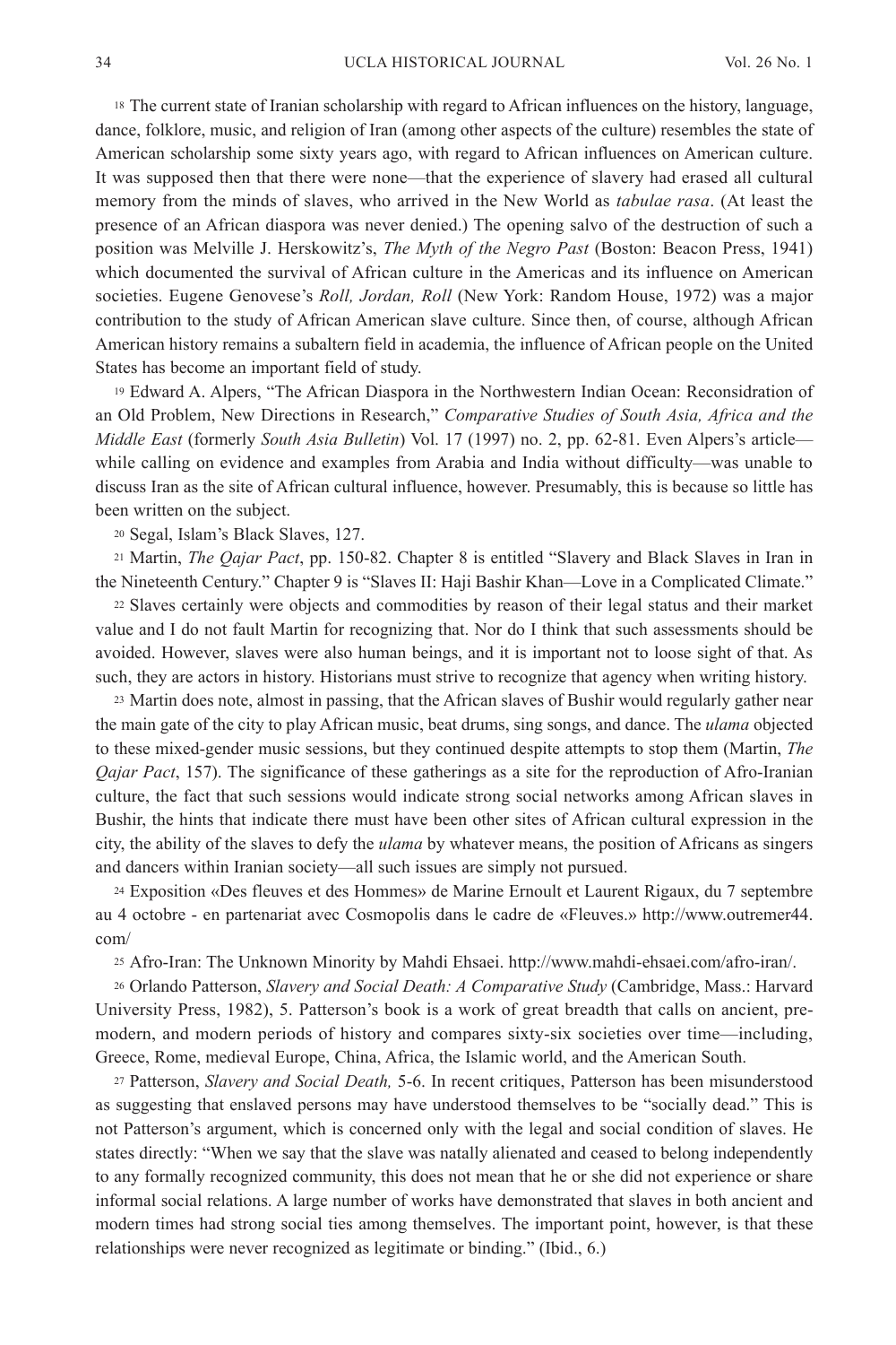[18] The current state of Iranian scholarship with regard to African influences on the history, language, dance, folklore, music, and religion of Iran (among other aspects of the culture) resembles the state of American scholarship some sixty years ago, with regard to African influences on American culture. It was supposed then that there were none—that the experience of slavery had erased all cultural memory from the minds of slaves, who arrived in the New World as *tabulae rasa*. (At least the presence of an African diaspora was never denied.) The opening salvo of the destruction of such a position was Melville J. Herskowitz's, *The Myth of the Negro Past* (Boston: Beacon Press, 1941) which documented the survival of African culture in the Americas and its influence on American societies. Eugene Genovese's *Roll, Jordan, Roll* (New York: Random House, 1972) was a major contribution to the study of African American slave culture. Since then, of course, although African American history remains a subaltern field in academia, the influence of African people on the United States has become an important field of study.

[19] Edward A. Alpers, "The African Diaspora in the Northwestern Indian Ocean: Reconsidration of an Old Problem, New Directions in Research," *Comparative Studies of South Asia, Africa and the Middle East* (formerly *South Asia Bulletin*) Vol. 17 (1997) no. 2, pp. 62-81. Even Alpers's article—while calling on evidence and examples from Arabia and India without difficulty—was unable to discuss Iran as the site of African cultural influence, however. Presumably, this is because so little has been written on the subject.

[20] Segal, Islam's Black Slaves, 127.

[21] Martin, *The Qajar Pact*, pp. 150-82. Chapter 8 is entitled "Slavery and Black Slaves in Iran in the Nineteenth Century." Chapter 9 is "Slaves II: Haji Bashir Khan—Love in a Complicated Climate."

[22] Slaves certainly were objects and commodities by reason of their legal status and their market value and I do not fault Martin for recognizing that. Nor do I think that such assessments should be avoided. However, slaves were also human beings, and it is important not to loose sight of that. As such, they are actors in history. Historians must strive to recognize that agency when writing history.

[23] Martin does note, almost in passing, that the African slaves of Bushir would regularly gather near the main gate of the city to play African music, beat drums, sing songs, and dance. The *ulama* objected to these mixed-gender music sessions, but they continued despite attempts to stop them (Martin, *The Qajar Pact*, 157). The significance of these gatherings as a site for the reproduction of Afro-Iranian culture, the fact that such sessions would indicate strong social networks among African slaves in Bushir, the hints that indicate there must have been other sites of African cultural expression in the city, the ability of the slaves to defy the *ulama* by whatever means, the position of Africans as singers and dancers within Iranian society—all such issues are simply not pursued.

[24] Exposition «Des fleuves et des Hommes» de Marine Ernoult et Laurent Rigaux, du 7 septembre au 4 octobre - en partenariat avec Cosmopolis dans le cadre de «Fleuves.» http://www.outremer44.com/

[25] Afro-Iran: The Unknown Minority by Mahdi Ehsaei. http://www.mahdi-ehsaei.com/afro-iran/.

[26] Orlando Patterson, *Slavery and Social Death: A Comparative Study* (Cambridge, Mass.: Harvard University Press, 1982), 5. Patterson's book is a work of great breadth that calls on ancient, pre-modern, and modern periods of history and compares sixty-six societies over time—including, Greece, Rome, medieval Europe, China, Africa, the Islamic world, and the American South.

[27] Patterson, *Slavery and Social Death,* 5-6. In recent critiques, Patterson has been misunderstood as suggesting that enslaved persons may have understood themselves to be "socially dead." This is not Patterson's argument, which is concerned only with the legal and social condition of slaves. He states directly: "When we say that the slave was natally alienated and ceased to belong independently to any formally recognized community, this does not mean that he or she did not experience or share informal social relations. A large number of works have demonstrated that slaves in both ancient and modern times had strong social ties among themselves. The important point, however, is that these relationships were never recognized as legitimate or binding." (Ibid., 6.)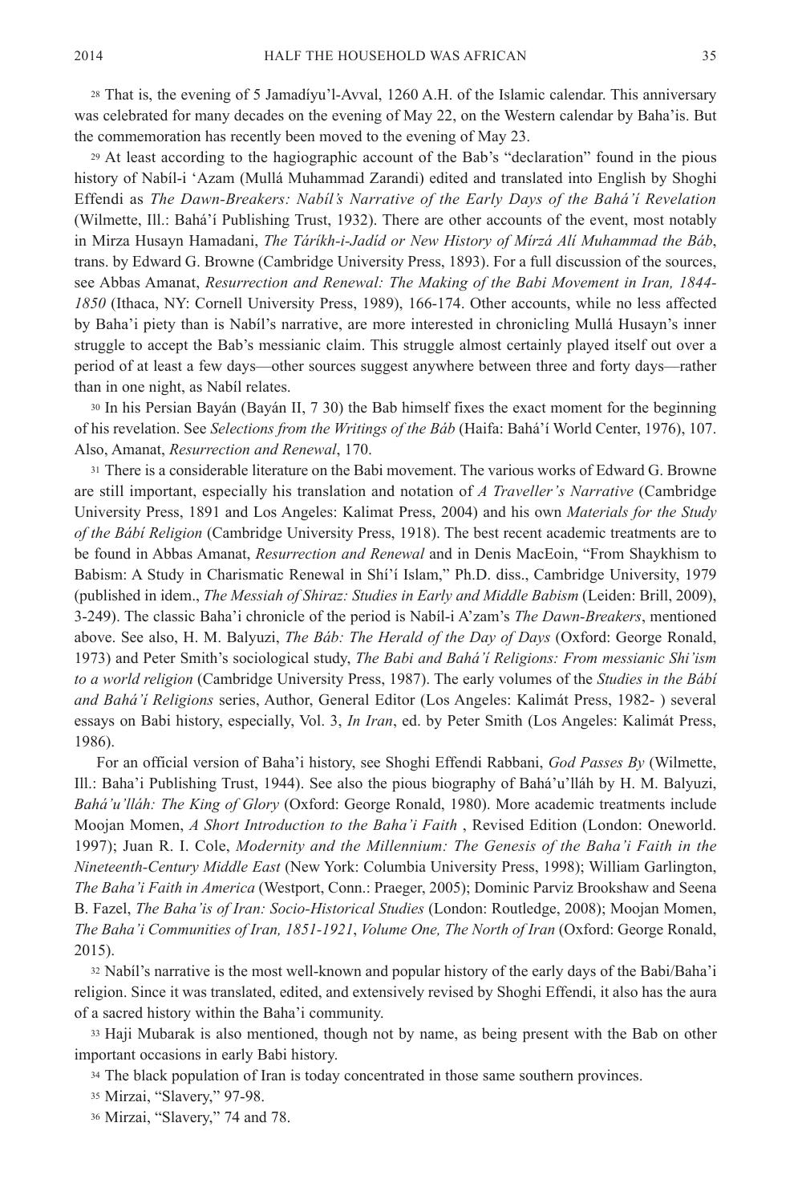[28] That is, the evening of 5 Jamadíyu'l-Avval, 1260 A.H. of the Islamic calendar. This anniversary was celebrated for many decades on the evening of May 22, on the Western calendar by Baha'is. But the commemoration has recently been moved to the evening of May 23.

[29] At least according to the hagiographic account of the Bab's "declaration" found in the pious history of Nabíl-i 'Azam (Mullá Muhammad Zarandi) edited and translated into English by Shoghi Effendi as *The Dawn-Breakers: Nabíl's Narrative of the Early Days of the Bahá'í Revelation* (Wilmette, Ill.: Bahá'í Publishing Trust, 1932). There are other accounts of the event, most notably in Mirza Husayn Hamadani, *The Táríkh-i-Jadíd or New History of Mírzá Alí Muhammad the Báb*, trans. by Edward G. Browne (Cambridge University Press, 1893). For a full discussion of the sources, see Abbas Amanat, *Resurrection and Renewal: The Making of the Babi Movement in Iran, 1844-1850* (Ithaca, NY: Cornell University Press, 1989), 166-174. Other accounts, while no less affected by Baha'i piety than is Nabíl's narrative, are more interested in chronicling Mullá Husayn's inner struggle to accept the Bab's messianic claim. This struggle almost certainly played itself out over a period of at least a few days—other sources suggest anywhere between three and forty days—rather than in one night, as Nabíl relates.

[30] In his Persian Bayán (Bayán II, 7 30) the Bab himself fixes the exact moment for the beginning of his revelation. See *Selections from the Writings of the Báb* (Haifa: Bahá'í World Center, 1976), 107. Also, Amanat, *Resurrection and Renewal*, 170.

[31] There is a considerable literature on the Babi movement. The various works of Edward G. Browne are still important, especially his translation and notation of *A Traveller's Narrative* (Cambridge University Press, 1891 and Los Angeles: Kalimat Press, 2004) and his own *Materials for the Study of the Bábí Religion* (Cambridge University Press, 1918). The best recent academic treatments are to be found in Abbas Amanat, *Resurrection and Renewal* and in Denis MacEoin, "From Shaykhism to Babism: A Study in Charismatic Renewal in Shí'í Islam," Ph.D. diss., Cambridge University, 1979 (published in idem., *The Messiah of Shiraz: Studies in Early and Middle Babism* (Leiden: Brill, 2009), 3-249). The classic Baha'i chronicle of the period is Nabíl-i A'zam's *The Dawn-Breakers*, mentioned above. See also, H. M. Balyuzi, *The Báb: The Herald of the Day of Days* (Oxford: George Ronald, 1973) and Peter Smith's sociological study, *The Babi and Bahá'í Religions: From messianic Shi'ism to a world religion* (Cambridge University Press, 1987). The early volumes of the *Studies in the Bábí and Bahá'í Religions* series, Author, General Editor (Los Angeles: Kalimát Press, 1982- ) several essays on Babi history, especially, Vol. 3, *In Iran*, ed. by Peter Smith (Los Angeles: Kalimát Press, 1986).

For an official version of Baha'i history, see Shoghi Effendi Rabbani, *God Passes By* (Wilmette, Ill.: Baha'i Publishing Trust, 1944). See also the pious biography of Bahá'u'lláh by H. M. Balyuzi, *Bahá'u'lláh: The King of Glory* (Oxford: George Ronald, 1980). More academic treatments include Moojan Momen, *A Short Introduction to the Baha'i Faith* , Revised Edition (London: Oneworld. 1997); Juan R. I. Cole, *Modernity and the Millennium: The Genesis of the Baha'i Faith in the Nineteenth-Century Middle East* (New York: Columbia University Press, 1998); William Garlington, *The Baha'i Faith in America* (Westport, Conn.: Praeger, 2005); Dominic Parviz Brookshaw and Seena B. Fazel, *The Baha'is of Iran: Socio-Historical Studies* (London: Routledge, 2008); Moojan Momen, *The Baha'i Communities of Iran, 1851-1921*, *Volume One, The North of Iran* (Oxford: George Ronald, 2015).

[32] Nabíl's narrative is the most well-known and popular history of the early days of the Babi/Baha'i religion. Since it was translated, edited, and extensively revised by Shoghi Effendi, it also has the aura of a sacred history within the Baha'i community.

[33] Haji Mubarak is also mentioned, though not by name, as being present with the Bab on other important occasions in early Babi history.

[34] The black population of Iran is today concentrated in those same southern provinces.

[35] Mirzai, "Slavery," 97-98.

[36] Mirzai, "Slavery," 74 and 78.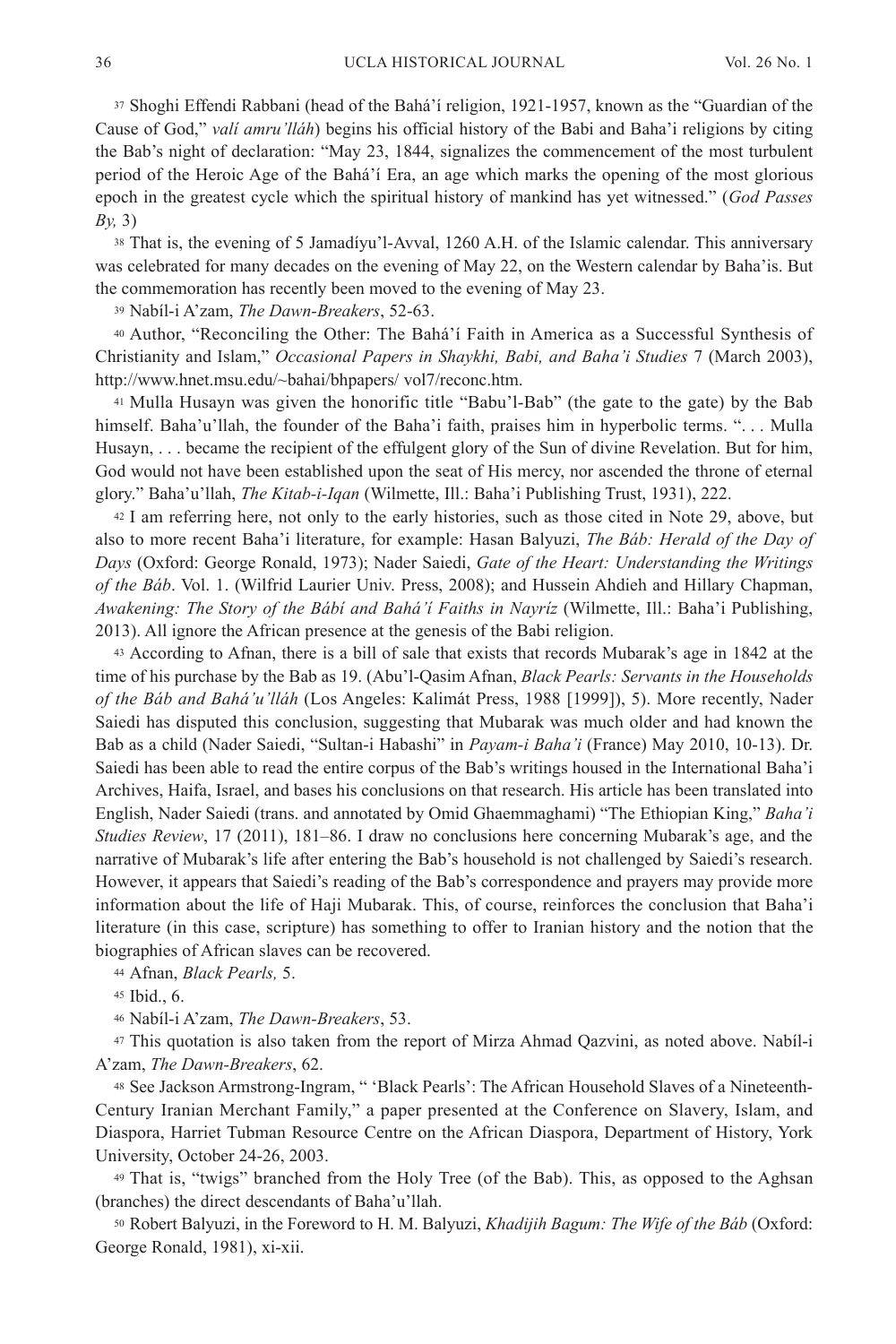[37] Shoghi Effendi Rabbani (head of the Bahá'í religion, 1921-1957, known as the "Guardian of the Cause of God," *valí amru'lláh*) begins his official history of the Babi and Baha'i religions by citing the Bab's night of declaration: "May 23, 1844, signalizes the commencement of the most turbulent period of the Heroic Age of the Bahá'í Era, an age which marks the opening of the most glorious epoch in the greatest cycle which the spiritual history of mankind has yet witnessed." (*God Passes By,* 3)

[38] That is, the evening of 5 Jamadíyu'l-Avval, 1260 A.H. of the Islamic calendar. This anniversary was celebrated for many decades on the evening of May 22, on the Western calendar by Baha'is. But the commemoration has recently been moved to the evening of May 23.

[39] Nabíl-i A'zam, *The Dawn-Breakers*, 52-63.

[40] Author, "Reconciling the Other: The Bahá'í Faith in America as a Successful Synthesis of Christianity and Islam," *Occasional Papers in Shaykhi, Babi, and Baha'i Studies* 7 (March 2003), http://www.hnet.msu.edu/~bahai/bhpapers/ vol7/reconc.htm.

[41] Mulla Husayn was given the honorific title "Babu'l-Bab" (the gate to the gate) by the Bab himself. Baha'u'llah, the founder of the Baha'i faith, praises him in hyperbolic terms. ". . . Mulla Husayn, . . . became the recipient of the effulgent glory of the Sun of divine Revelation. But for him, God would not have been established upon the seat of His mercy, nor ascended the throne of eternal glory." Baha'u'llah, *The Kitab-i-Iqan* (Wilmette, Ill.: Baha'i Publishing Trust, 1931), 222.

[42] I am referring here, not only to the early histories, such as those cited in Note 29, above, but also to more recent Baha'i literature, for example: Hasan Balyuzi, *The Báb: Herald of the Day of Days* (Oxford: George Ronald, 1973); Nader Saiedi, *Gate of the Heart: Understanding the Writings of the Báb*. Vol. 1. (Wilfrid Laurier Univ. Press, 2008); and Hussein Ahdieh and Hillary Chapman, *Awakening: The Story of the Bábí and Bahá'í Faiths in Nayríz* (Wilmette, Ill.: Baha'i Publishing, 2013). All ignore the African presence at the genesis of the Babi religion.

[43] According to Afnan, there is a bill of sale that exists that records Mubarak's age in 1842 at the time of his purchase by the Bab as 19. (Abu'l-Qasim Afnan, *Black Pearls: Servants in the Households of the Báb and Bahá'u'lláh* (Los Angeles: Kalimát Press, 1988 [1999]), 5). More recently, Nader Saiedi has disputed this conclusion, suggesting that Mubarak was much older and had known the Bab as a child (Nader Saiedi, "Sultan-i Habashi" in *Payam-i Baha'i* (France) May 2010, 10-13). Dr. Saiedi has been able to read the entire corpus of the Bab's writings housed in the International Baha'i Archives, Haifa, Israel, and bases his conclusions on that research. His article has been translated into English, Nader Saiedi (trans. and annotated by Omid Ghaemmaghami) "The Ethiopian King," *Baha'i Studies Review*, 17 (2011), 181–86. I draw no conclusions here concerning Mubarak's age, and the narrative of Mubarak's life after entering the Bab's household is not challenged by Saiedi's research. However, it appears that Saiedi's reading of the Bab's correspondence and prayers may provide more information about the life of Haji Mubarak. This, of course, reinforces the conclusion that Baha'i literature (in this case, scripture) has something to offer to Iranian history and the notion that the biographies of African slaves can be recovered.

[44] Afnan, *Black Pearls,* 5.

[45] Ibid., 6.

[46] Nabíl-i A'zam, *The Dawn-Breakers*, 53.

[47] This quotation is also taken from the report of Mirza Ahmad Qazvini, as noted above. Nabíl-i A'zam, *The Dawn-Breakers*, 62.

[48] See Jackson Armstrong-Ingram, " 'Black Pearls': The African Household Slaves of a Nineteenth-Century Iranian Merchant Family," a paper presented at the Conference on Slavery, Islam, and Diaspora, Harriet Tubman Resource Centre on the African Diaspora, Department of History, York University, October 24-26, 2003.

[49] That is, "twigs" branched from the Holy Tree (of the Bab). This, as opposed to the Aghsan (branches) the direct descendants of Baha'u'llah.

[50] Robert Balyuzi, in the Foreword to H. M. Balyuzi, *Khadijih Bagum: The Wife of the Báb* (Oxford: George Ronald, 1981), xi-xii.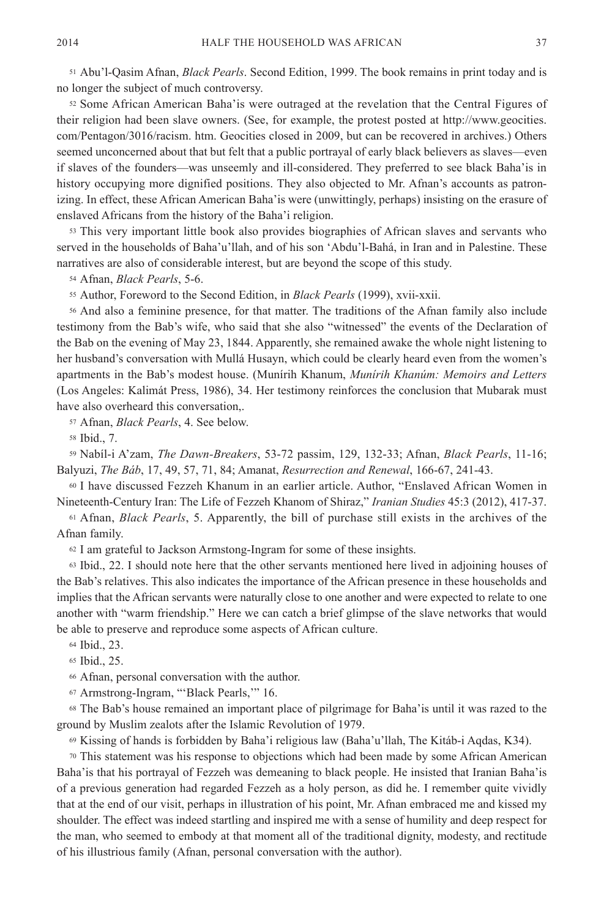[51] Abu'l-Qasim Afnan, *Black Pearls*. Second Edition, 1999. The book remains in print today and is no longer the subject of much controversy.

[52] Some African American Baha'is were outraged at the revelation that the Central Figures of their religion had been slave owners. (See, for example, the protest posted at http://www.geocities.com/Pentagon/3016/racism. htm. Geocities closed in 2009, but can be recovered in archives.) Others seemed unconcerned about that but felt that a public portrayal of early black believers as slaves—even if slaves of the founders—was unseemly and ill-considered. They preferred to see black Baha'is in history occupying more dignified positions. They also objected to Mr. Afnan's accounts as patronizing. In effect, these African American Baha'is were (unwittingly, perhaps) insisting on the erasure of enslaved Africans from the history of the Baha'i religion.

[53] This very important little book also provides biographies of African slaves and servants who served in the households of Baha'u'llah, and of his son 'Abdu'l-Bahá, in Iran and in Palestine. These narratives are also of considerable interest, but are beyond the scope of this study.

[54] Afnan, *Black Pearls*, 5-6.

[55] Author, Foreword to the Second Edition, in *Black Pearls* (1999), xvii-xxii.

[56] And also a feminine presence, for that matter. The traditions of the Afnan family also include testimony from the Bab's wife, who said that she also "witnessed" the events of the Declaration of the Bab on the evening of May 23, 1844. Apparently, she remained awake the whole night listening to her husband's conversation with Mullá Husayn, which could be clearly heard even from the women's apartments in the Bab's modest house. (Munírih Khanum, *Munírih Khanúm: Memoirs and Letters* (Los Angeles: Kalimát Press, 1986), 34. Her testimony reinforces the conclusion that Mubarak must have also overheard this conversation,.

[57] Afnan, *Black Pearls*, 4. See below.

[58] Ibid., 7.

[59] Nabíl-i A'zam, *The Dawn-Breakers*, 53-72 passim, 129, 132-33; Afnan, *Black Pearls*, 11-16; Balyuzi, *The Báb*, 17, 49, 57, 71, 84; Amanat, *Resurrection and Renewal*, 166-67, 241-43.

[60] I have discussed Fezzeh Khanum in an earlier article. Author, "Enslaved African Women in Nineteenth-Century Iran: The Life of Fezzeh Khanom of Shiraz," *Iranian Studies* 45:3 (2012), 417-37.

[61] Afnan, *Black Pearls*, 5. Apparently, the bill of purchase still exists in the archives of the Afnan family.

[62] I am grateful to Jackson Armstong-Ingram for some of these insights.

[63] Ibid., 22. I should note here that the other servants mentioned here lived in adjoining houses of the Bab's relatives. This also indicates the importance of the African presence in these households and implies that the African servants were naturally close to one another and were expected to relate to one another with "warm friendship." Here we can catch a brief glimpse of the slave networks that would be able to preserve and reproduce some aspects of African culture.

[64] Ibid., 23.

[65] Ibid., 25.

[66] Afnan, personal conversation with the author.

[67] Armstrong-Ingram, "'Black Pearls,'" 16.

[68] The Bab's house remained an important place of pilgrimage for Baha'is until it was razed to the ground by Muslim zealots after the Islamic Revolution of 1979.

[69] Kissing of hands is forbidden by Baha'i religious law (Baha'u'llah, The Kitáb-i Aqdas, K34).

[70] This statement was his response to objections which had been made by some African American Baha'is that his portrayal of Fezzeh was demeaning to black people. He insisted that Iranian Baha'is of a previous generation had regarded Fezzeh as a holy person, as did he. I remember quite vividly that at the end of our visit, perhaps in illustration of his point, Mr. Afnan embraced me and kissed my shoulder. The effect was indeed startling and inspired me with a sense of humility and deep respect for the man, who seemed to embody at that moment all of the traditional dignity, modesty, and rectitude of his illustrious family (Afnan, personal conversation with the author).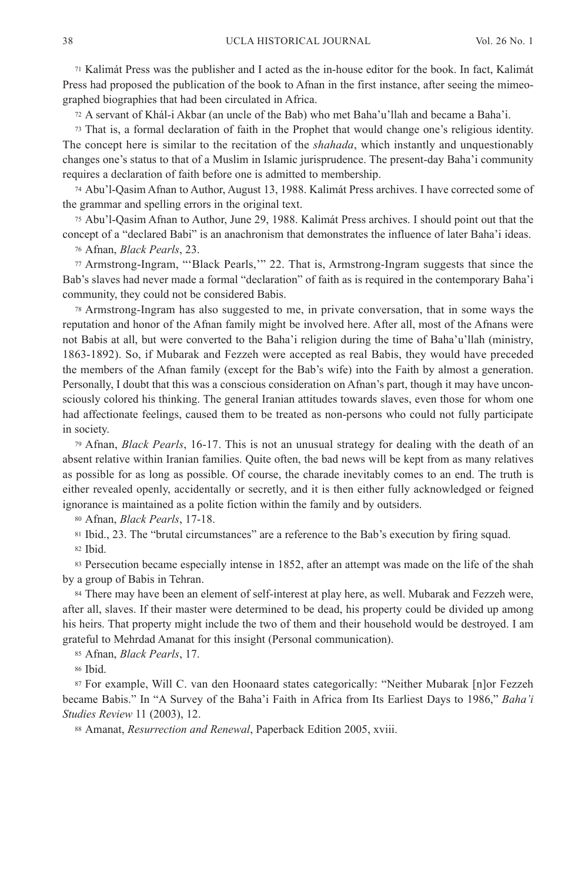[71] Kalimát Press was the publisher and I acted as the in-house editor for the book. In fact, Kalimát Press had proposed the publication of the book to Afnan in the first instance, after seeing the mimeographed biographies that had been circulated in Africa.

[72] A servant of Khál-i Akbar (an uncle of the Bab) who met Baha'u'llah and became a Baha'i.

[73] That is, a formal declaration of faith in the Prophet that would change one's religious identity. The concept here is similar to the recitation of the *shahada*, which instantly and unquestionably changes one's status to that of a Muslim in Islamic jurisprudence. The present-day Baha'i community requires a declaration of faith before one is admitted to membership.

[74] Abu'l-Qasim Afnan to Author, August 13, 1988. Kalimát Press archives. I have corrected some of the grammar and spelling errors in the original text.

[75] Abu'l-Qasim Afnan to Author, June 29, 1988. Kalimát Press archives. I should point out that the concept of a "declared Babi" is an anachronism that demonstrates the influence of later Baha'i ideas.

[76] Afnan, *Black Pearls*, 23.

[77] Armstrong-Ingram, "'Black Pearls,'" 22. That is, Armstrong-Ingram suggests that since the Bab's slaves had never made a formal "declaration" of faith as is required in the contemporary Baha'i community, they could not be considered Babis.

[78] Armstrong-Ingram has also suggested to me, in private conversation, that in some ways the reputation and honor of the Afnan family might be involved here. After all, most of the Afnans were not Babis at all, but were converted to the Baha'i religion during the time of Baha'u'llah (ministry, 1863-1892). So, if Mubarak and Fezzeh were accepted as real Babis, they would have preceded the members of the Afnan family (except for the Bab's wife) into the Faith by almost a generation. Personally, I doubt that this was a conscious consideration on Afnan's part, though it may have unconsciously colored his thinking. The general Iranian attitudes towards slaves, even those for whom one had affectionate feelings, caused them to be treated as non-persons who could not fully participate in society.

[79] Afnan, *Black Pearls*, 16-17. This is not an unusual strategy for dealing with the death of an absent relative within Iranian families. Quite often, the bad news will be kept from as many relatives as possible for as long as possible. Of course, the charade inevitably comes to an end. The truth is either revealed openly, accidentally or secretly, and it is then either fully acknowledged or feigned ignorance is maintained as a polite fiction within the family and by outsiders.

[80] Afnan, *Black Pearls*, 17-18.

[81] Ibid., 23. The "brutal circumstances" are a reference to the Bab's execution by firing squad.

[82] Ibid.

[83] Persecution became especially intense in 1852, after an attempt was made on the life of the shah by a group of Babis in Tehran.

[84] There may have been an element of self-interest at play here, as well. Mubarak and Fezzeh were, after all, slaves. If their master were determined to be dead, his property could be divided up among his heirs. That property might include the two of them and their household would be destroyed. I am grateful to Mehrdad Amanat for this insight (Personal communication).

[85] Afnan, *Black Pearls*, 17.

[86] Ibid.

[87] For example, Will C. van den Hoonaard states categorically: "Neither Mubarak [n]or Fezzeh became Babis." In "A Survey of the Baha'i Faith in Africa from Its Earliest Days to 1986," *Baha'i Studies Review* 11 (2003), 12.

[88] Amanat, *Resurrection and Renewal*, Paperback Edition 2005, xviii.